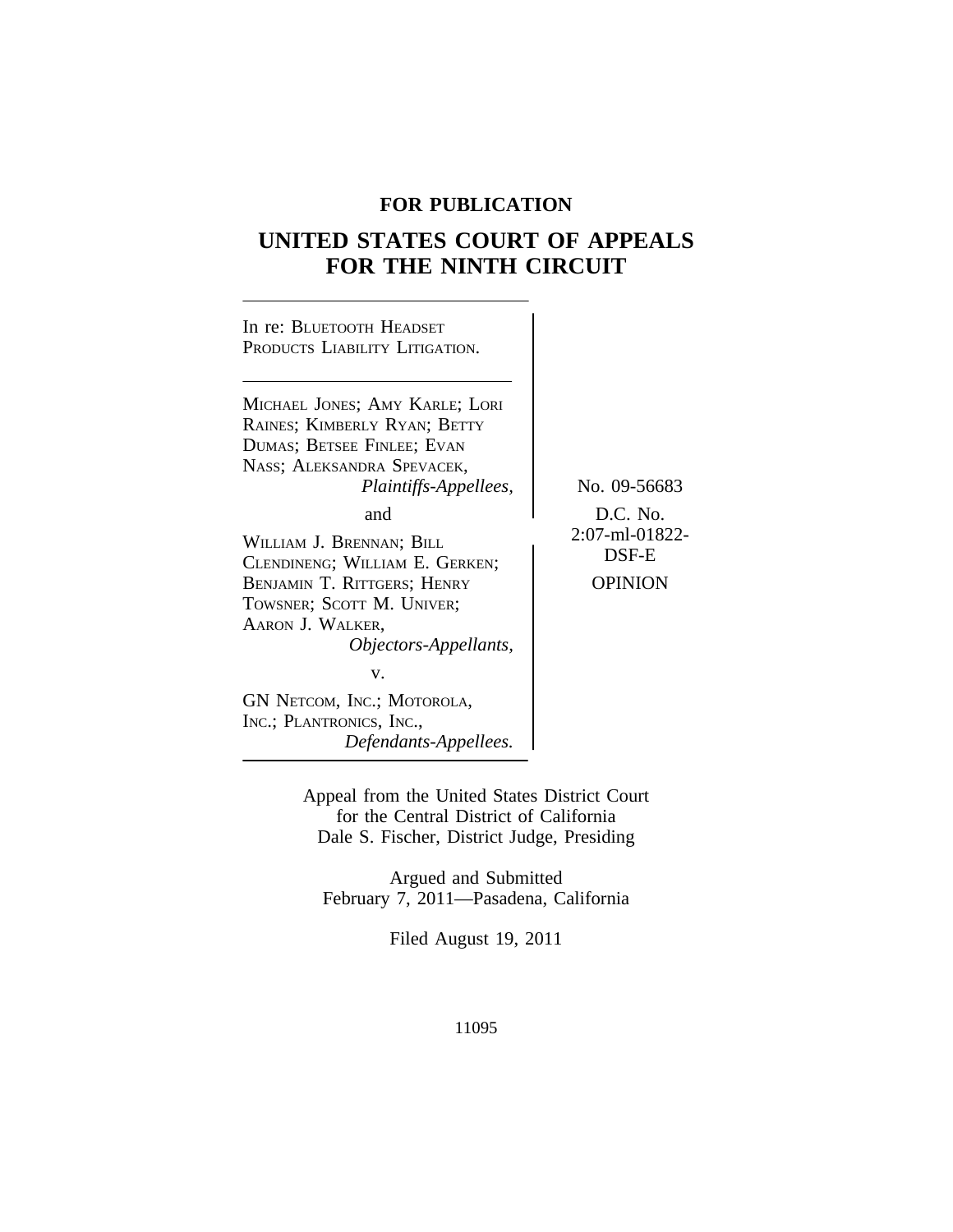**FOR PUBLICATION**

# UNITED STATES COURT OF APPEALS FOR THE NINTH CIRCUIT

In re: BLUETOOTH HEADSET PRODUCTS LIABILITY LITIGATION.

MICHAEL JONES; AMY KARLE; LORI RAINES; KIMBERLY RYAN; BETTY DUMAS; BETSEE FINLEE; EVAN NASS; ALEKSANDRA SPEVACEK,
*Plaintiffs-Appellees,*

and

WILLIAM J. BRENNAN; BILL CLENDINENG; WILLIAM E. GERKEN; BENJAMIN T. RITTGERS; HENRY TOWSNER; SCOTT M. UNIVER; AARON J. WALKER,
*Objectors-Appellants,*

v.

GN NETCOM, INC.; MOTOROLA, INC.; PLANTRONICS, INC.,
*Defendants-Appellees.*

No. 09-56683

D.C. No. 2:07-ml-01822-DSF-E

OPINION

Appeal from the United States District Court for the Central District of California
Dale S. Fischer, District Judge, Presiding

Argued and Submitted
February 7, 2011—Pasadena, California

Filed August 19, 2011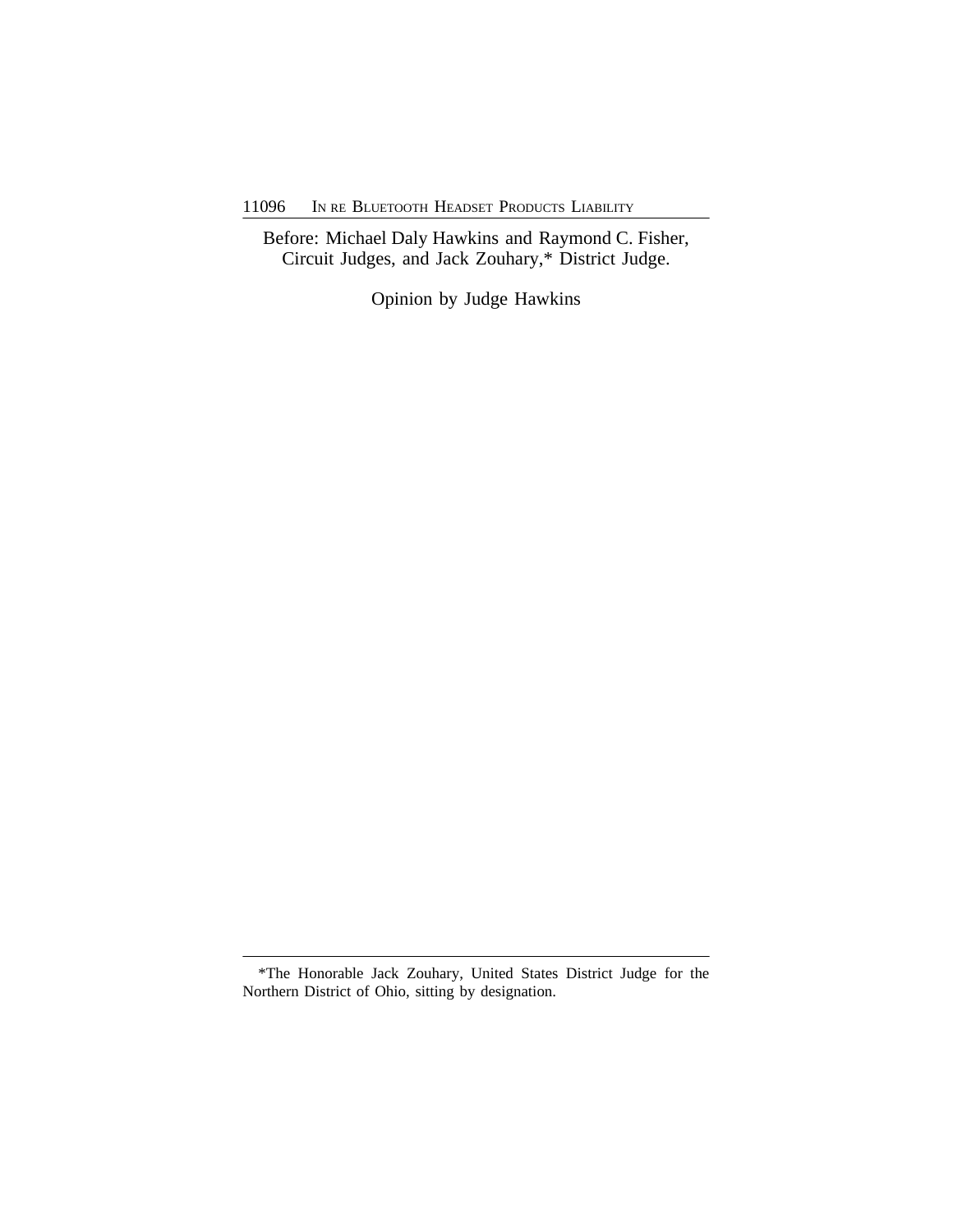Before: Michael Daly Hawkins and Raymond C. Fisher, Circuit Judges, and Jack Zouhary,* District Judge.

Opinion by Judge Hawkins

---

*The Honorable Jack Zouhary, United States District Judge for the Northern District of Ohio, sitting by designation.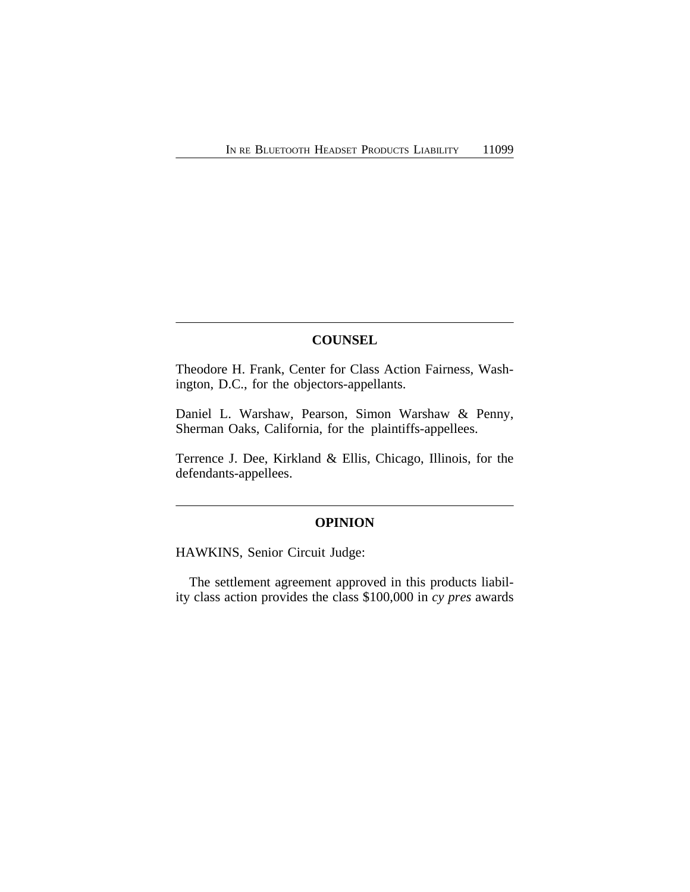## COUNSEL

Theodore H. Frank, Center for Class Action Fairness, Washington, D.C., for the objectors-appellants.

Daniel L. Warshaw, Pearson, Simon Warshaw & Penny, Sherman Oaks, California, for the plaintiffs-appellees.

Terrence J. Dee, Kirkland & Ellis, Chicago, Illinois, for the defendants-appellees.

## OPINION

HAWKINS, Senior Circuit Judge:

The settlement agreement approved in this products liability class action provides the class $100,000 in *cy pres* awards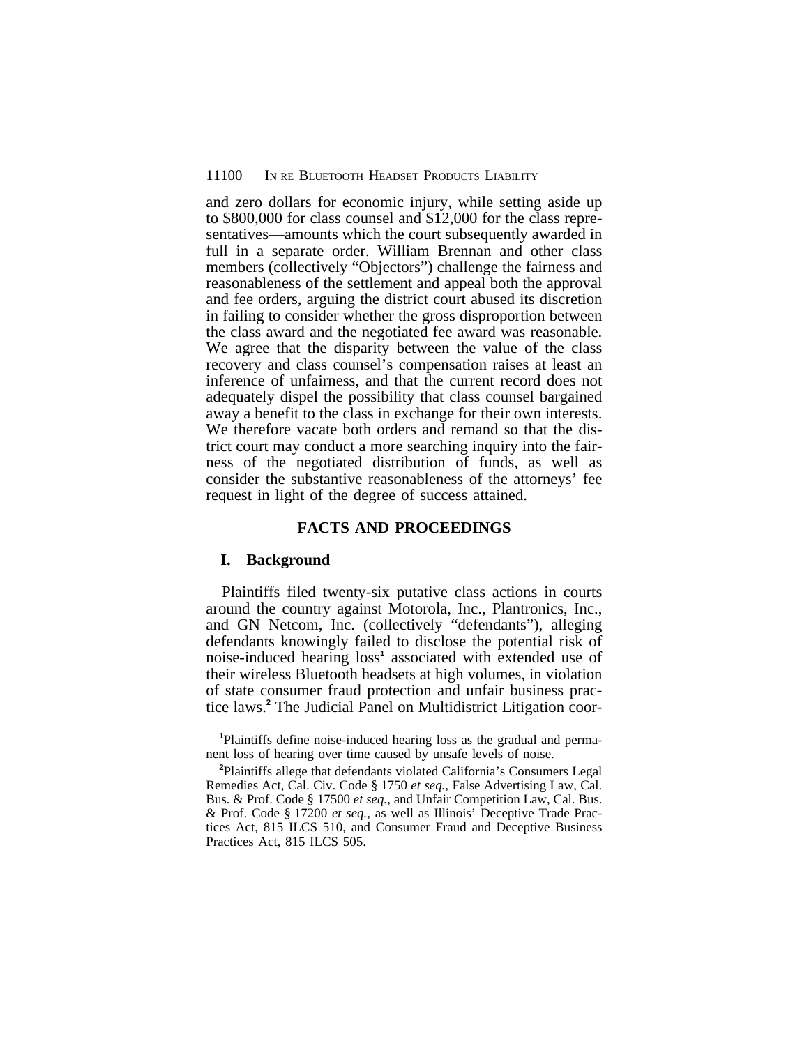and zero dollars for economic injury, while setting aside up to $800,000 for class counsel and $12,000 for the class representatives—amounts which the court subsequently awarded in full in a separate order. William Brennan and other class members (collectively "Objectors") challenge the fairness and reasonableness of the settlement and appeal both the approval and fee orders, arguing the district court abused its discretion in failing to consider whether the gross disproportion between the class award and the negotiated fee award was reasonable. We agree that the disparity between the value of the class recovery and class counsel's compensation raises at least an inference of unfairness, and that the current record does not adequately dispel the possibility that class counsel bargained away a benefit to the class in exchange for their own interests. We therefore vacate both orders and remand so that the district court may conduct a more searching inquiry into the fairness of the negotiated distribution of funds, as well as consider the substantive reasonableness of the attorneys' fee request in light of the degree of success attained.

## FACTS AND PROCEEDINGS

### I. Background

Plaintiffs filed twenty-six putative class actions in courts around the country against Motorola, Inc., Plantronics, Inc., and GN Netcom, Inc. (collectively "defendants"), alleging defendants knowingly failed to disclose the potential risk of noise-induced hearing loss[1] associated with extended use of their wireless Bluetooth headsets at high volumes, in violation of state consumer fraud protection and unfair business practice laws.[2] The Judicial Panel on Multidistrict Litigation coor-

[1] Plaintiffs define noise-induced hearing loss as the gradual and permanent loss of hearing over time caused by unsafe levels of noise.

[2] Plaintiffs allege that defendants violated California's Consumers Legal Remedies Act, Cal. Civ. Code § 1750 *et seq.*, False Advertising Law, Cal. Bus. & Prof. Code § 17500 *et seq.*, and Unfair Competition Law, Cal. Bus. & Prof. Code § 17200 *et seq.*, as well as Illinois' Deceptive Trade Practices Act, 815 ILCS 510, and Consumer Fraud and Deceptive Business Practices Act, 815 ILCS 505.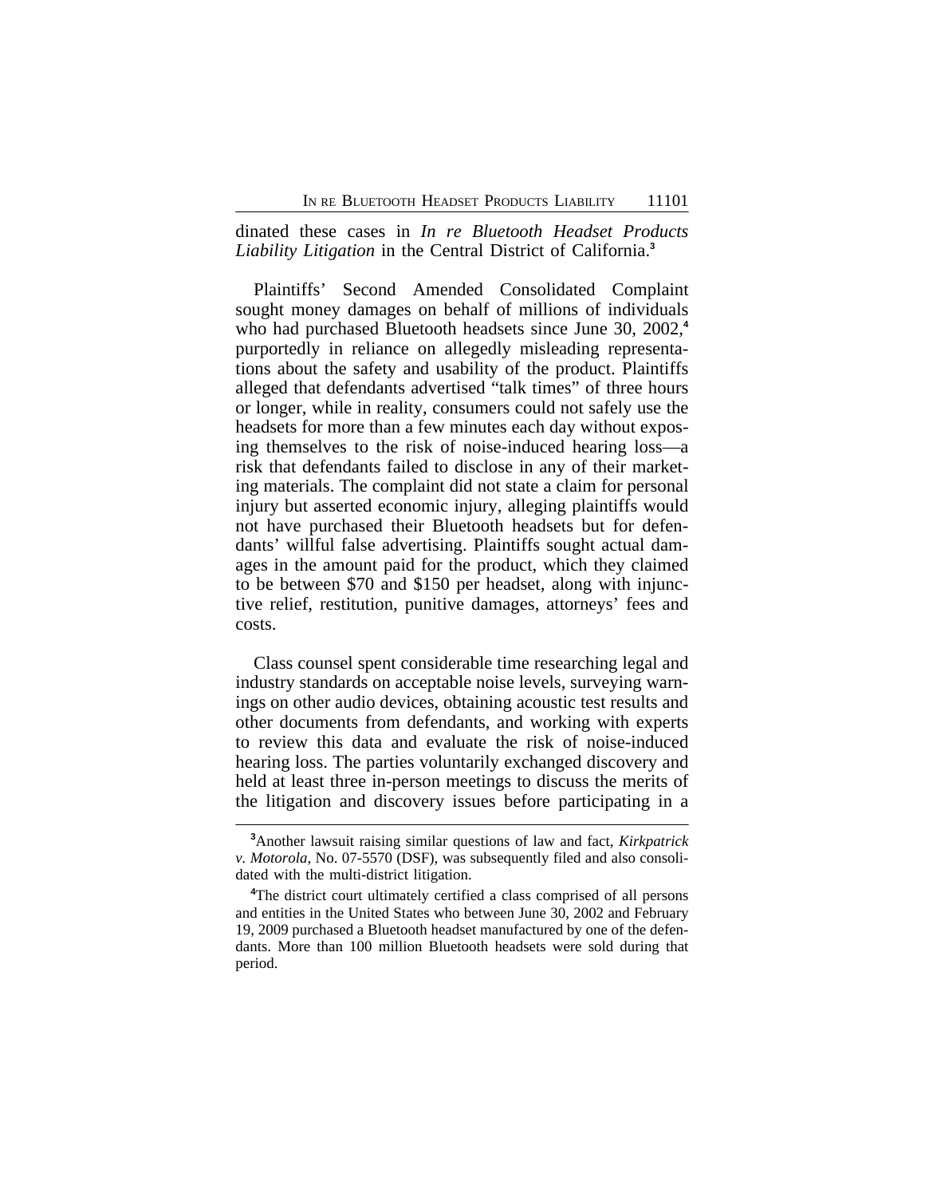dinated these cases in *In re Bluetooth Headset Products Liability Litigation* in the Central District of California.[3]

Plaintiffs' Second Amended Consolidated Complaint sought money damages on behalf of millions of individuals who had purchased Bluetooth headsets since June 30, 2002,[4] purportedly in reliance on allegedly misleading representations about the safety and usability of the product. Plaintiffs alleged that defendants advertised "talk times" of three hours or longer, while in reality, consumers could not safely use the headsets for more than a few minutes each day without exposing themselves to the risk of noise-induced hearing loss—a risk that defendants failed to disclose in any of their marketing materials. The complaint did not state a claim for personal injury but asserted economic injury, alleging plaintiffs would not have purchased their Bluetooth headsets but for defendants' willful false advertising. Plaintiffs sought actual damages in the amount paid for the product, which they claimed to be between $70 and $150 per headset, along with injunctive relief, restitution, punitive damages, attorneys' fees and costs.

Class counsel spent considerable time researching legal and industry standards on acceptable noise levels, surveying warnings on other audio devices, obtaining acoustic test results and other documents from defendants, and working with experts to review this data and evaluate the risk of noise-induced hearing loss. The parties voluntarily exchanged discovery and held at least three in-person meetings to discuss the merits of the litigation and discovery issues before participating in a

[3]Another lawsuit raising similar questions of law and fact, *Kirkpatrick v. Motorola*, No. 07-5570 (DSF), was subsequently filed and also consolidated with the multi-district litigation.

[4]The district court ultimately certified a class comprised of all persons and entities in the United States who between June 30, 2002 and February 19, 2009 purchased a Bluetooth headset manufactured by one of the defendants. More than 100 million Bluetooth headsets were sold during that period.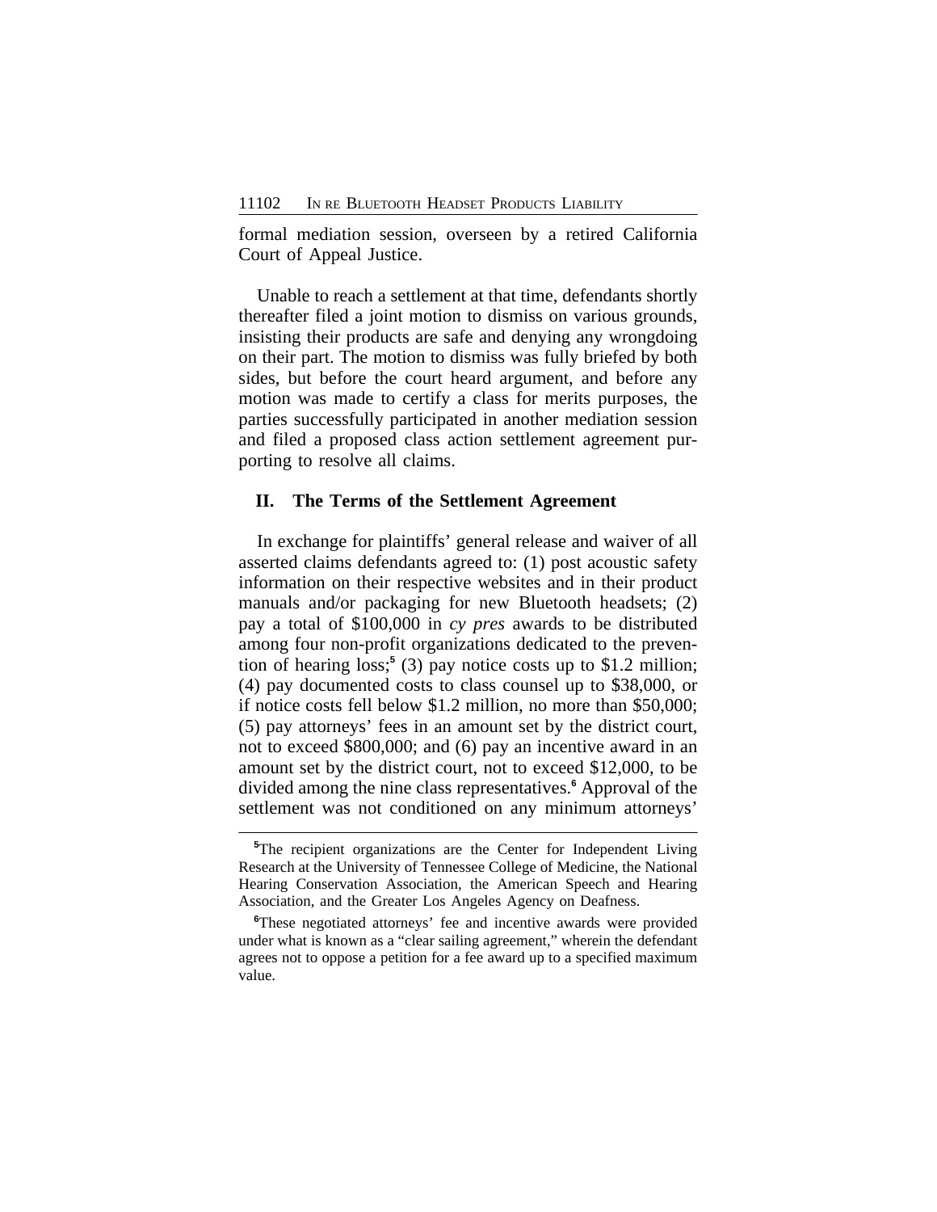formal mediation session, overseen by a retired California Court of Appeal Justice.

Unable to reach a settlement at that time, defendants shortly thereafter filed a joint motion to dismiss on various grounds, insisting their products are safe and denying any wrongdoing on their part. The motion to dismiss was fully briefed by both sides, but before the court heard argument, and before any motion was made to certify a class for merits purposes, the parties successfully participated in another mediation session and filed a proposed class action settlement agreement purporting to resolve all claims.

## II. The Terms of the Settlement Agreement

In exchange for plaintiffs' general release and waiver of all asserted claims defendants agreed to: (1) post acoustic safety information on their respective websites and in their product manuals and/or packaging for new Bluetooth headsets; (2) pay a total of $100,000 in *cy pres* awards to be distributed among four non-profit organizations dedicated to the prevention of hearing loss;[5] (3) pay notice costs up to $1.2 million; (4) pay documented costs to class counsel up to $38,000, or if notice costs fell below $1.2 million, no more than $50,000; (5) pay attorneys' fees in an amount set by the district court, not to exceed $800,000; and (6) pay an incentive award in an amount set by the district court, not to exceed $12,000, to be divided among the nine class representatives.[6] Approval of the settlement was not conditioned on any minimum attorneys'

---

[5]The recipient organizations are the Center for Independent Living Research at the University of Tennessee College of Medicine, the National Hearing Conservation Association, the American Speech and Hearing Association, and the Greater Los Angeles Agency on Deafness.

[6]These negotiated attorneys' fee and incentive awards were provided under what is known as a "clear sailing agreement," wherein the defendant agrees not to oppose a petition for a fee award up to a specified maximum value.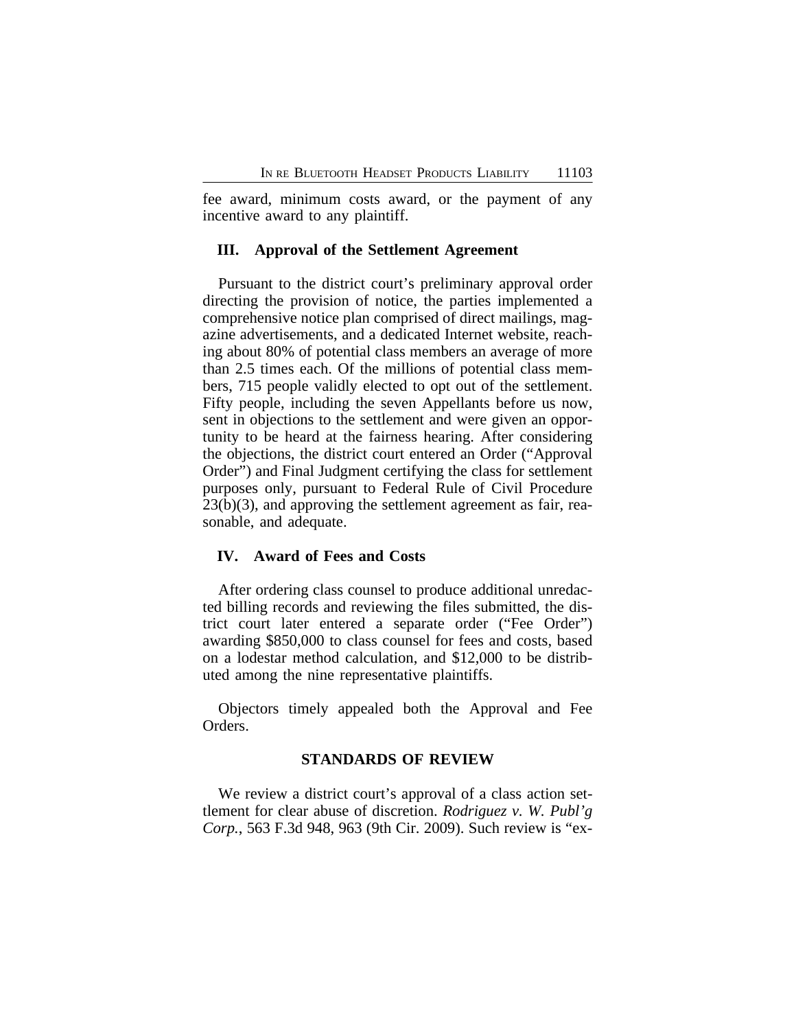fee award, minimum costs award, or the payment of any incentive award to any plaintiff.

### III. Approval of the Settlement Agreement

Pursuant to the district court's preliminary approval order directing the provision of notice, the parties implemented a comprehensive notice plan comprised of direct mailings, magazine advertisements, and a dedicated Internet website, reaching about 80% of potential class members an average of more than 2.5 times each. Of the millions of potential class members, 715 people validly elected to opt out of the settlement. Fifty people, including the seven Appellants before us now, sent in objections to the settlement and were given an opportunity to be heard at the fairness hearing. After considering the objections, the district court entered an Order ("Approval Order") and Final Judgment certifying the class for settlement purposes only, pursuant to Federal Rule of Civil Procedure 23(b)(3), and approving the settlement agreement as fair, reasonable, and adequate.

### IV. Award of Fees and Costs

After ordering class counsel to produce additional unredacted billing records and reviewing the files submitted, the district court later entered a separate order ("Fee Order") awarding $850,000 to class counsel for fees and costs, based on a lodestar method calculation, and $12,000 to be distributed among the nine representative plaintiffs.

Objectors timely appealed both the Approval and Fee Orders.

## STANDARDS OF REVIEW

We review a district court's approval of a class action settlement for clear abuse of discretion. *Rodriguez v. W. Publ'g Corp.*, 563 F.3d 948, 963 (9th Cir. 2009). Such review is "ex-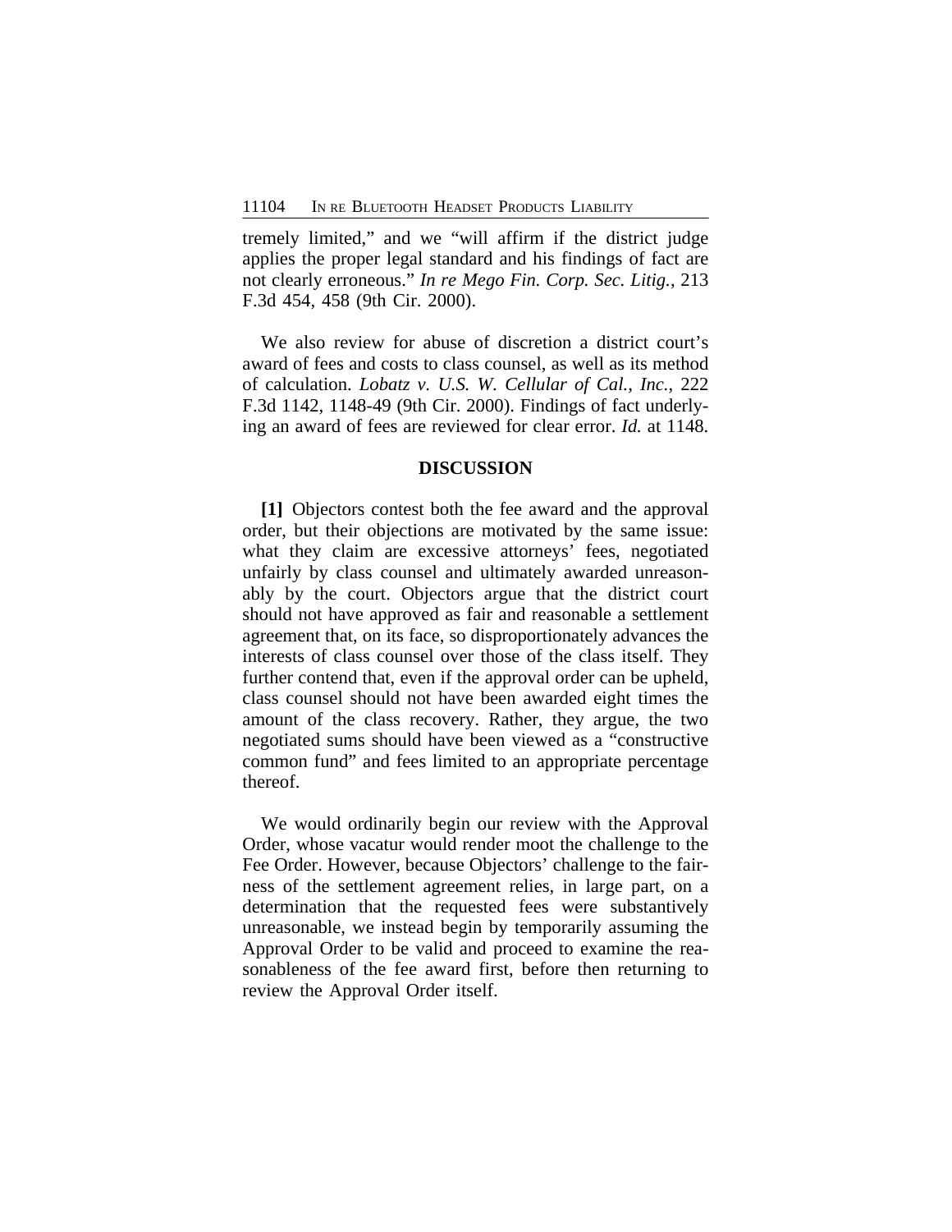tremely limited," and we "will affirm if the district judge applies the proper legal standard and his findings of fact are not clearly erroneous." *In re Mego Fin. Corp. Sec. Litig.*, 213 F.3d 454, 458 (9th Cir. 2000).

We also review for abuse of discretion a district court's award of fees and costs to class counsel, as well as its method of calculation. *Lobatz v. U.S. W. Cellular of Cal., Inc.*, 222 F.3d 1142, 1148-49 (9th Cir. 2000). Findings of fact underlying an award of fees are reviewed for clear error. *Id.* at 1148.

## DISCUSSION

**[1]** Objectors contest both the fee award and the approval order, but their objections are motivated by the same issue: what they claim are excessive attorneys' fees, negotiated unfairly by class counsel and ultimately awarded unreasonably by the court. Objectors argue that the district court should not have approved as fair and reasonable a settlement agreement that, on its face, so disproportionately advances the interests of class counsel over those of the class itself. They further contend that, even if the approval order can be upheld, class counsel should not have been awarded eight times the amount of the class recovery. Rather, they argue, the two negotiated sums should have been viewed as a "constructive common fund" and fees limited to an appropriate percentage thereof.

We would ordinarily begin our review with the Approval Order, whose vacatur would render moot the challenge to the Fee Order. However, because Objectors' challenge to the fairness of the settlement agreement relies, in large part, on a determination that the requested fees were substantively unreasonable, we instead begin by temporarily assuming the Approval Order to be valid and proceed to examine the reasonableness of the fee award first, before then returning to review the Approval Order itself.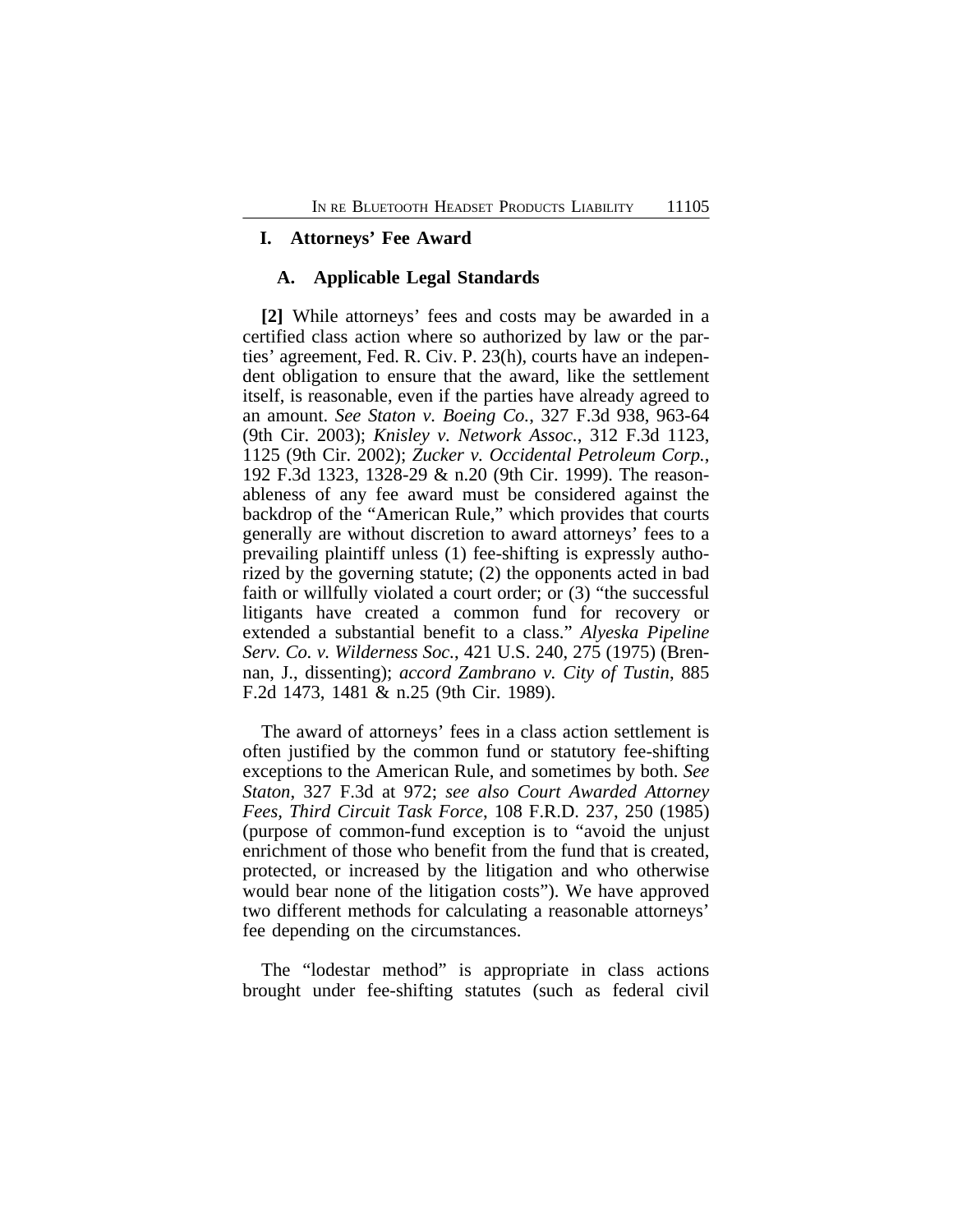## I. Attorneys' Fee Award

### A. Applicable Legal Standards

**[2]** While attorneys' fees and costs may be awarded in a certified class action where so authorized by law or the parties' agreement, Fed. R. Civ. P. 23(h), courts have an independent obligation to ensure that the award, like the settlement itself, is reasonable, even if the parties have already agreed to an amount. *See Staton v. Boeing Co.*, 327 F.3d 938, 963-64 (9th Cir. 2003); *Knisley v. Network Assoc.*, 312 F.3d 1123, 1125 (9th Cir. 2002); *Zucker v. Occidental Petroleum Corp.*, 192 F.3d 1323, 1328-29 & n.20 (9th Cir. 1999). The reasonableness of any fee award must be considered against the backdrop of the "American Rule," which provides that courts generally are without discretion to award attorneys' fees to a prevailing plaintiff unless (1) fee-shifting is expressly authorized by the governing statute; (2) the opponents acted in bad faith or willfully violated a court order; or (3) "the successful litigants have created a common fund for recovery or extended a substantial benefit to a class." *Alyeska Pipeline Serv. Co. v. Wilderness Soc.*, 421 U.S. 240, 275 (1975) (Brennan, J., dissenting); *accord Zambrano v. City of Tustin*, 885 F.2d 1473, 1481 & n.25 (9th Cir. 1989).

The award of attorneys' fees in a class action settlement is often justified by the common fund or statutory fee-shifting exceptions to the American Rule, and sometimes by both. *See Staton*, 327 F.3d at 972; *see also Court Awarded Attorney Fees, Third Circuit Task Force*, 108 F.R.D. 237, 250 (1985) (purpose of common-fund exception is to "avoid the unjust enrichment of those who benefit from the fund that is created, protected, or increased by the litigation and who otherwise would bear none of the litigation costs"). We have approved two different methods for calculating a reasonable attorneys' fee depending on the circumstances.

The "lodestar method" is appropriate in class actions brought under fee-shifting statutes (such as federal civil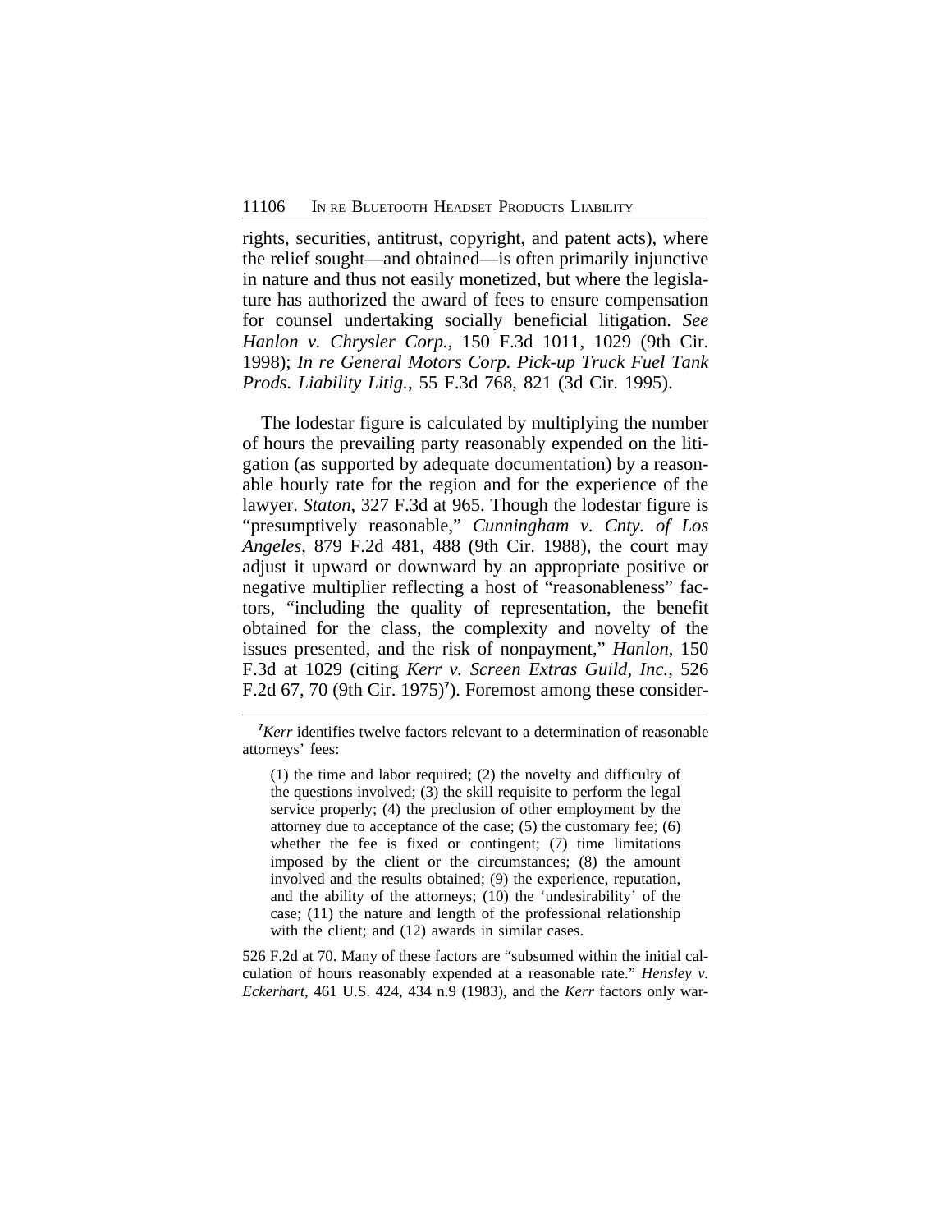rights, securities, antitrust, copyright, and patent acts), where the relief sought—and obtained—is often primarily injunctive in nature and thus not easily monetized, but where the legislature has authorized the award of fees to ensure compensation for counsel undertaking socially beneficial litigation. *See Hanlon v. Chrysler Corp.*, 150 F.3d 1011, 1029 (9th Cir. 1998); *In re General Motors Corp. Pick-up Truck Fuel Tank Prods. Liability Litig.*, 55 F.3d 768, 821 (3d Cir. 1995).

The lodestar figure is calculated by multiplying the number of hours the prevailing party reasonably expended on the litigation (as supported by adequate documentation) by a reasonable hourly rate for the region and for the experience of the lawyer. *Staton*, 327 F.3d at 965. Though the lodestar figure is "presumptively reasonable," *Cunningham v. Cnty. of Los Angeles*, 879 F.2d 481, 488 (9th Cir. 1988), the court may adjust it upward or downward by an appropriate positive or negative multiplier reflecting a host of "reasonableness" factors, "including the quality of representation, the benefit obtained for the class, the complexity and novelty of the issues presented, and the risk of nonpayment," *Hanlon*, 150 F.3d at 1029 (citing *Kerr v. Screen Extras Guild, Inc.*, 526 F.2d 67, 70 (9th Cir. 1975)[7]). Foremost among these consider-

[7] *Kerr* identifies twelve factors relevant to a determination of reasonable attorneys' fees:

> (1) the time and labor required; (2) the novelty and difficulty of the questions involved; (3) the skill requisite to perform the legal service properly; (4) the preclusion of other employment by the attorney due to acceptance of the case; (5) the customary fee; (6) whether the fee is fixed or contingent; (7) time limitations imposed by the client or the circumstances; (8) the amount involved and the results obtained; (9) the experience, reputation, and the ability of the attorneys; (10) the 'undesirability' of the case; (11) the nature and length of the professional relationship with the client; and (12) awards in similar cases.

526 F.2d at 70. Many of these factors are "subsumed within the initial calculation of hours reasonably expended at a reasonable rate." *Hensley v. Eckerhart*, 461 U.S. 424, 434 n.9 (1983), and the *Kerr* factors only war-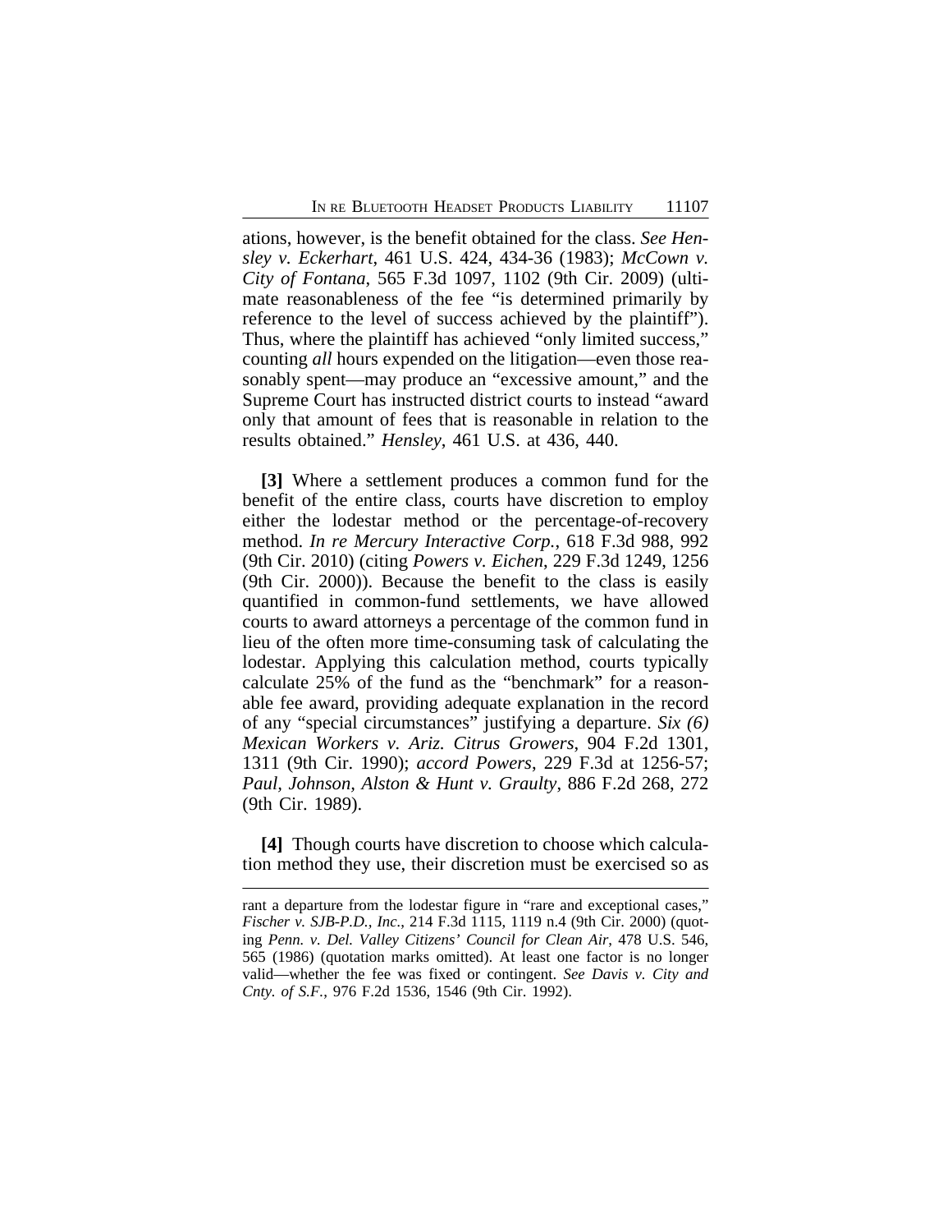ations, however, is the benefit obtained for the class. *See Hensley v. Eckerhart*, 461 U.S. 424, 434-36 (1983); *McCown v. City of Fontana*, 565 F.3d 1097, 1102 (9th Cir. 2009) (ultimate reasonableness of the fee "is determined primarily by reference to the level of success achieved by the plaintiff"). Thus, where the plaintiff has achieved "only limited success," counting *all* hours expended on the litigation—even those reasonably spent—may produce an "excessive amount," and the Supreme Court has instructed district courts to instead "award only that amount of fees that is reasonable in relation to the results obtained." *Hensley*, 461 U.S. at 436, 440.

**[3]** Where a settlement produces a common fund for the benefit of the entire class, courts have discretion to employ either the lodestar method or the percentage-of-recovery method. *In re Mercury Interactive Corp.*, 618 F.3d 988, 992 (9th Cir. 2010) (citing *Powers v. Eichen*, 229 F.3d 1249, 1256 (9th Cir. 2000)). Because the benefit to the class is easily quantified in common-fund settlements, we have allowed courts to award attorneys a percentage of the common fund in lieu of the often more time-consuming task of calculating the lodestar. Applying this calculation method, courts typically calculate 25% of the fund as the "benchmark" for a reasonable fee award, providing adequate explanation in the record of any "special circumstances" justifying a departure. *Six (6) Mexican Workers v. Ariz. Citrus Growers*, 904 F.2d 1301, 1311 (9th Cir. 1990); *accord Powers*, 229 F.3d at 1256-57; *Paul, Johnson, Alston & Hunt v. Graulty*, 886 F.2d 268, 272 (9th Cir. 1989).

**[4]** Though courts have discretion to choose which calculation method they use, their discretion must be exercised so as

rant a departure from the lodestar figure in "rare and exceptional cases," *Fischer v. SJB-P.D., Inc.*, 214 F.3d 1115, 1119 n.4 (9th Cir. 2000) (quoting *Penn. v. Del. Valley Citizens' Council for Clean Air*, 478 U.S. 546, 565 (1986) (quotation marks omitted). At least one factor is no longer valid—whether the fee was fixed or contingent. *See Davis v. City and Cnty. of S.F.*, 976 F.2d 1536, 1546 (9th Cir. 1992).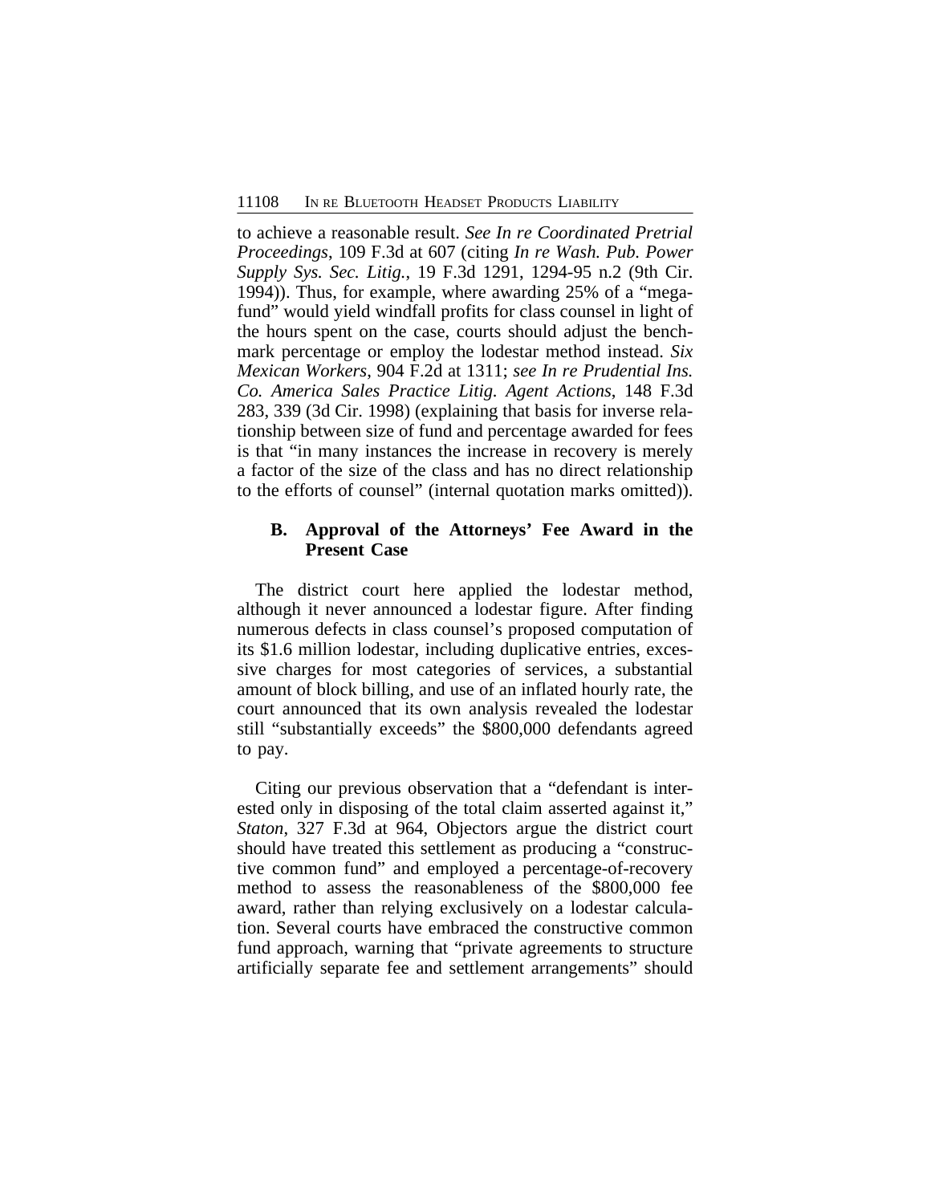to achieve a reasonable result. *See In re Coordinated Pretrial Proceedings*, 109 F.3d at 607 (citing *In re Wash. Pub. Power Supply Sys. Sec. Litig.*, 19 F.3d 1291, 1294-95 n.2 (9th Cir. 1994)). Thus, for example, where awarding 25% of a "megafund" would yield windfall profits for class counsel in light of the hours spent on the case, courts should adjust the benchmark percentage or employ the lodestar method instead. *Six Mexican Workers*, 904 F.2d at 1311; *see In re Prudential Ins. Co. America Sales Practice Litig. Agent Actions*, 148 F.3d 283, 339 (3d Cir. 1998) (explaining that basis for inverse relationship between size of fund and percentage awarded for fees is that "in many instances the increase in recovery is merely a factor of the size of the class and has no direct relationship to the efforts of counsel" (internal quotation marks omitted)).

### B. Approval of the Attorneys' Fee Award in the Present Case

The district court here applied the lodestar method, although it never announced a lodestar figure. After finding numerous defects in class counsel's proposed computation of its $1.6 million lodestar, including duplicative entries, excessive charges for most categories of services, a substantial amount of block billing, and use of an inflated hourly rate, the court announced that its own analysis revealed the lodestar still "substantially exceeds" the $800,000 defendants agreed to pay.

Citing our previous observation that a "defendant is interested only in disposing of the total claim asserted against it," *Staton*, 327 F.3d at 964, Objectors argue the district court should have treated this settlement as producing a "constructive common fund" and employed a percentage-of-recovery method to assess the reasonableness of the $800,000 fee award, rather than relying exclusively on a lodestar calculation. Several courts have embraced the constructive common fund approach, warning that "private agreements to structure artificially separate fee and settlement arrangements" should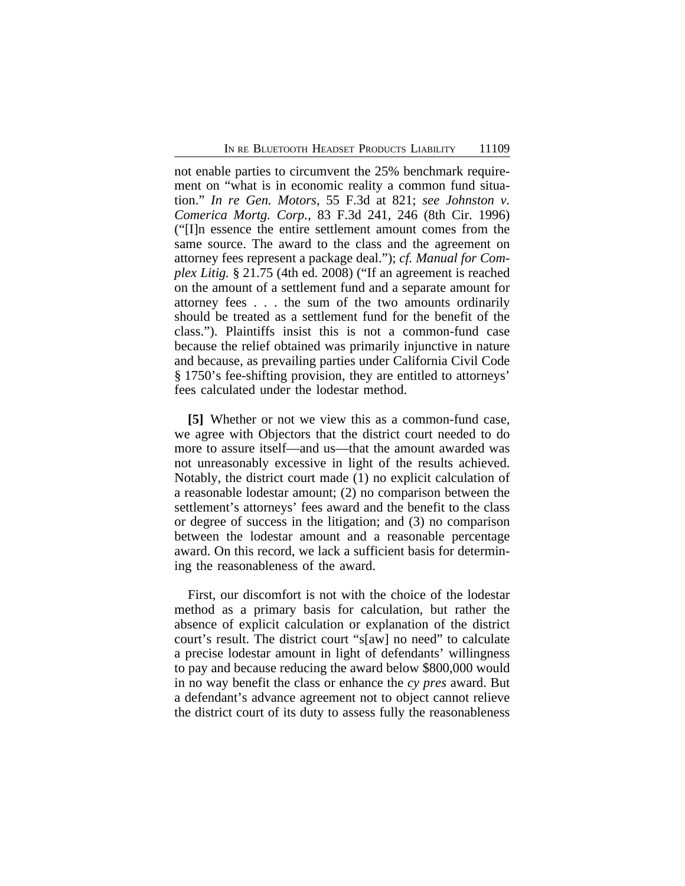not enable parties to circumvent the 25% benchmark requirement on "what is in economic reality a common fund situation." *In re Gen. Motors*, 55 F.3d at 821; *see Johnston v. Comerica Mortg. Corp.*, 83 F.3d 241, 246 (8th Cir. 1996) ("[I]n essence the entire settlement amount comes from the same source. The award to the class and the agreement on attorney fees represent a package deal."); *cf. Manual for Complex Litig.* § 21.75 (4th ed. 2008) ("If an agreement is reached on the amount of a settlement fund and a separate amount for attorney fees . . . the sum of the two amounts ordinarily should be treated as a settlement fund for the benefit of the class."). Plaintiffs insist this is not a common-fund case because the relief obtained was primarily injunctive in nature and because, as prevailing parties under California Civil Code § 1750's fee-shifting provision, they are entitled to attorneys' fees calculated under the lodestar method.

**[5]** Whether or not we view this as a common-fund case, we agree with Objectors that the district court needed to do more to assure itself—and us—that the amount awarded was not unreasonably excessive in light of the results achieved. Notably, the district court made (1) no explicit calculation of a reasonable lodestar amount; (2) no comparison between the settlement's attorneys' fees award and the benefit to the class or degree of success in the litigation; and (3) no comparison between the lodestar amount and a reasonable percentage award. On this record, we lack a sufficient basis for determining the reasonableness of the award.

First, our discomfort is not with the choice of the lodestar method as a primary basis for calculation, but rather the absence of explicit calculation or explanation of the district court's result. The district court "s[aw] no need" to calculate a precise lodestar amount in light of defendants' willingness to pay and because reducing the award below $800,000 would in no way benefit the class or enhance the *cy pres* award. But a defendant's advance agreement not to object cannot relieve the district court of its duty to assess fully the reasonableness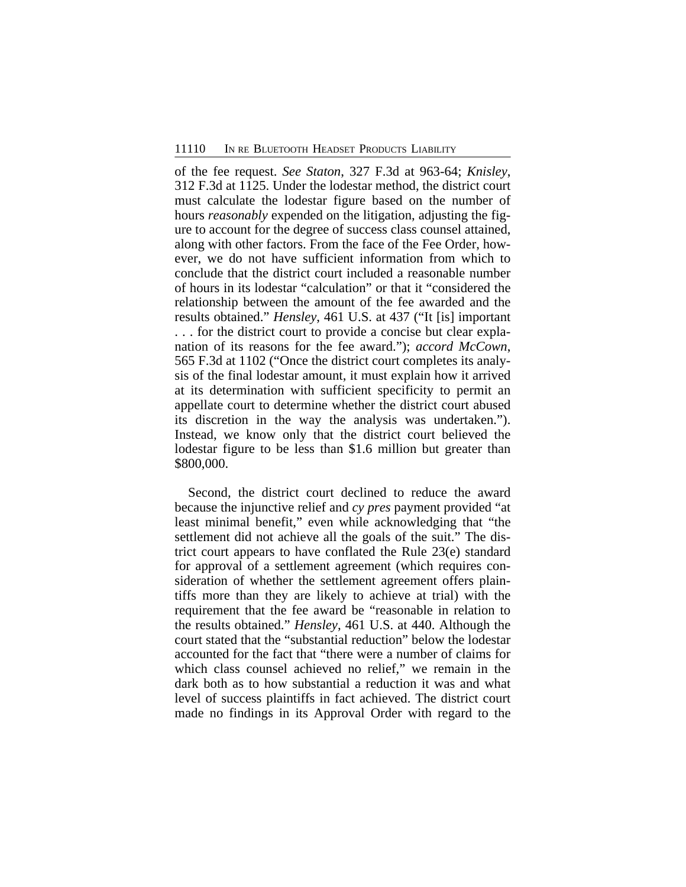of the fee request. *See Staton*, 327 F.3d at 963-64; *Knisley*, 312 F.3d at 1125. Under the lodestar method, the district court must calculate the lodestar figure based on the number of hours *reasonably* expended on the litigation, adjusting the figure to account for the degree of success class counsel attained, along with other factors. From the face of the Fee Order, however, we do not have sufficient information from which to conclude that the district court included a reasonable number of hours in its lodestar "calculation" or that it "considered the relationship between the amount of the fee awarded and the results obtained." *Hensley*, 461 U.S. at 437 ("It [is] important . . . for the district court to provide a concise but clear explanation of its reasons for the fee award."); *accord McCown*, 565 F.3d at 1102 ("Once the district court completes its analysis of the final lodestar amount, it must explain how it arrived at its determination with sufficient specificity to permit an appellate court to determine whether the district court abused its discretion in the way the analysis was undertaken."). Instead, we know only that the district court believed the lodestar figure to be less than $1.6 million but greater than $800,000.

Second, the district court declined to reduce the award because the injunctive relief and *cy pres* payment provided "at least minimal benefit," even while acknowledging that "the settlement did not achieve all the goals of the suit." The district court appears to have conflated the Rule 23(e) standard for approval of a settlement agreement (which requires consideration of whether the settlement agreement offers plaintiffs more than they are likely to achieve at trial) with the requirement that the fee award be "reasonable in relation to the results obtained." *Hensley*, 461 U.S. at 440. Although the court stated that the "substantial reduction" below the lodestar accounted for the fact that "there were a number of claims for which class counsel achieved no relief," we remain in the dark both as to how substantial a reduction it was and what level of success plaintiffs in fact achieved. The district court made no findings in its Approval Order with regard to the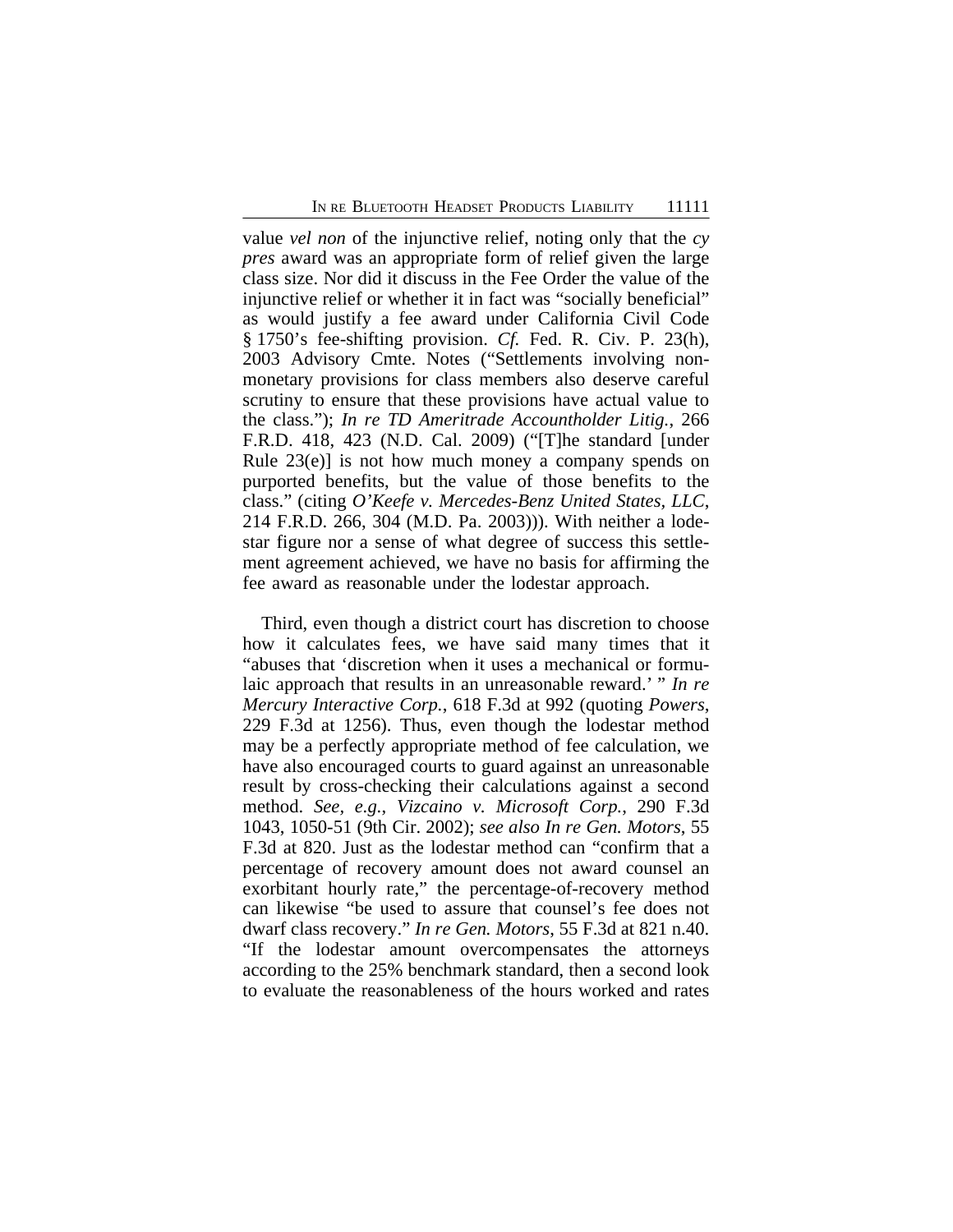value *vel non* of the injunctive relief, noting only that the *cy pres* award was an appropriate form of relief given the large class size. Nor did it discuss in the Fee Order the value of the injunctive relief or whether it in fact was "socially beneficial" as would justify a fee award under California Civil Code § 1750's fee-shifting provision. *Cf.* Fed. R. Civ. P. 23(h), 2003 Advisory Cmte. Notes ("Settlements involving non-monetary provisions for class members also deserve careful scrutiny to ensure that these provisions have actual value to the class."); *In re TD Ameritrade Accountholder Litig.*, 266 F.R.D. 418, 423 (N.D. Cal. 2009) ("[T]he standard [under Rule 23(e)] is not how much money a company spends on purported benefits, but the value of those benefits to the class." (citing *O'Keefe v. Mercedes-Benz United States, LLC*, 214 F.R.D. 266, 304 (M.D. Pa. 2003))). With neither a lodestar figure nor a sense of what degree of success this settlement agreement achieved, we have no basis for affirming the fee award as reasonable under the lodestar approach.

Third, even though a district court has discretion to choose how it calculates fees, we have said many times that it "abuses that 'discretion when it uses a mechanical or formulaic approach that results in an unreasonable reward.' " *In re Mercury Interactive Corp.*, 618 F.3d at 992 (quoting *Powers*, 229 F.3d at 1256). Thus, even though the lodestar method may be a perfectly appropriate method of fee calculation, we have also encouraged courts to guard against an unreasonable result by cross-checking their calculations against a second method. *See, e.g.*, *Vizcaino v. Microsoft Corp.*, 290 F.3d 1043, 1050-51 (9th Cir. 2002); *see also In re Gen. Motors*, 55 F.3d at 820. Just as the lodestar method can "confirm that a percentage of recovery amount does not award counsel an exorbitant hourly rate," the percentage-of-recovery method can likewise "be used to assure that counsel's fee does not dwarf class recovery." *In re Gen. Motors*, 55 F.3d at 821 n.40. "If the lodestar amount overcompensates the attorneys according to the 25% benchmark standard, then a second look to evaluate the reasonableness of the hours worked and rates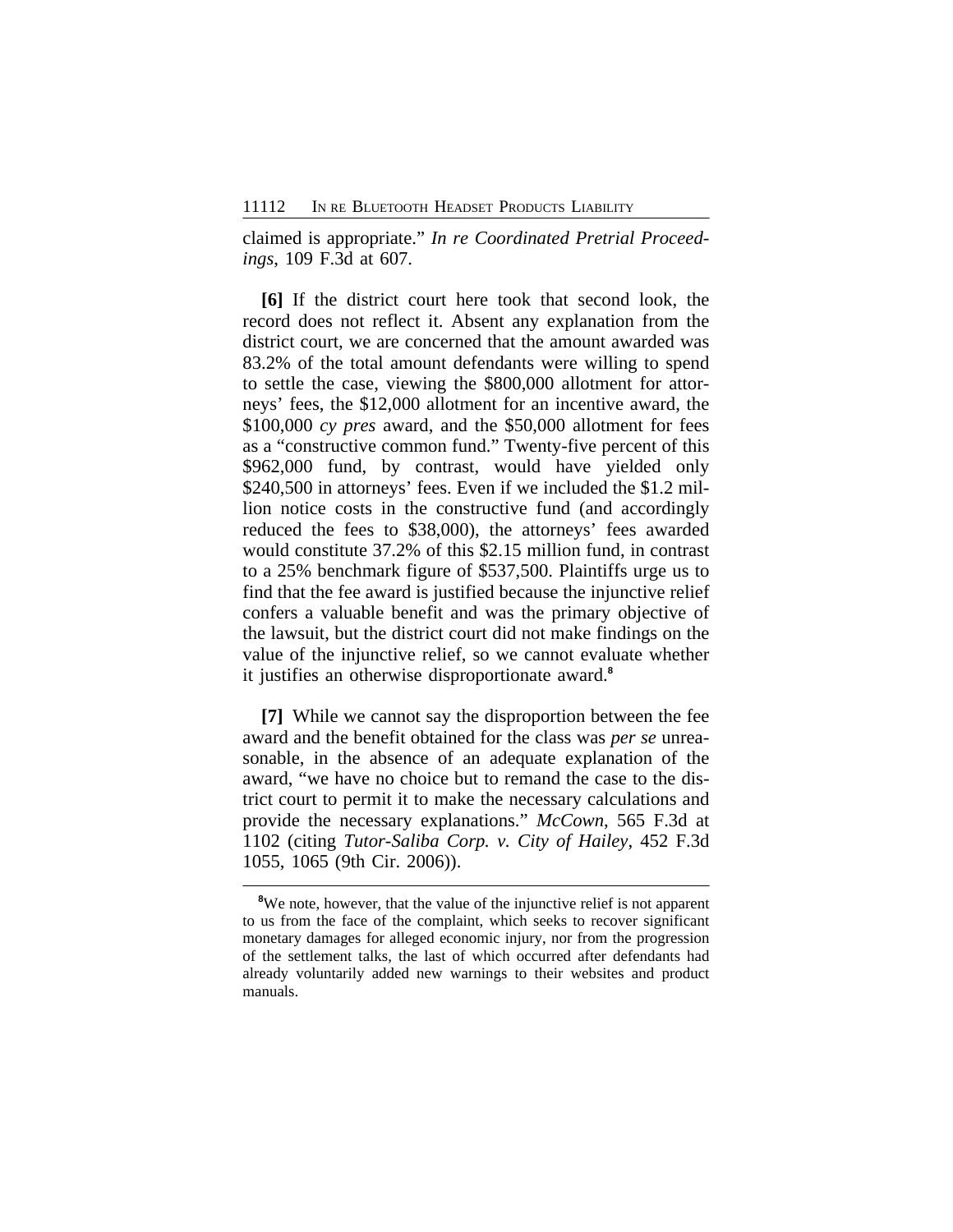claimed is appropriate." *In re Coordinated Pretrial Proceedings*, 109 F.3d at 607.

**[6]** If the district court here took that second look, the record does not reflect it. Absent any explanation from the district court, we are concerned that the amount awarded was 83.2% of the total amount defendants were willing to spend to settle the case, viewing the $800,000 allotment for attorneys' fees, the $12,000 allotment for an incentive award, the $100,000 *cy pres* award, and the $50,000 allotment for fees as a "constructive common fund." Twenty-five percent of this $962,000 fund, by contrast, would have yielded only $240,500 in attorneys' fees. Even if we included the $1.2 million notice costs in the constructive fund (and accordingly reduced the fees to $38,000), the attorneys' fees awarded would constitute 37.2% of this $2.15 million fund, in contrast to a 25% benchmark figure of $537,500. Plaintiffs urge us to find that the fee award is justified because the injunctive relief confers a valuable benefit and was the primary objective of the lawsuit, but the district court did not make findings on the value of the injunctive relief, so we cannot evaluate whether it justifies an otherwise disproportionate award.[8]

**[7]** While we cannot say the disproportion between the fee award and the benefit obtained for the class was *per se* unreasonable, in the absence of an adequate explanation of the award, "we have no choice but to remand the case to the district court to permit it to make the necessary calculations and provide the necessary explanations." *McCown*, 565 F.3d at 1102 (citing *Tutor-Saliba Corp. v. City of Hailey*, 452 F.3d 1055, 1065 (9th Cir. 2006)).

---

[8]We note, however, that the value of the injunctive relief is not apparent to us from the face of the complaint, which seeks to recover significant monetary damages for alleged economic injury, nor from the progression of the settlement talks, the last of which occurred after defendants had already voluntarily added new warnings to their websites and product manuals.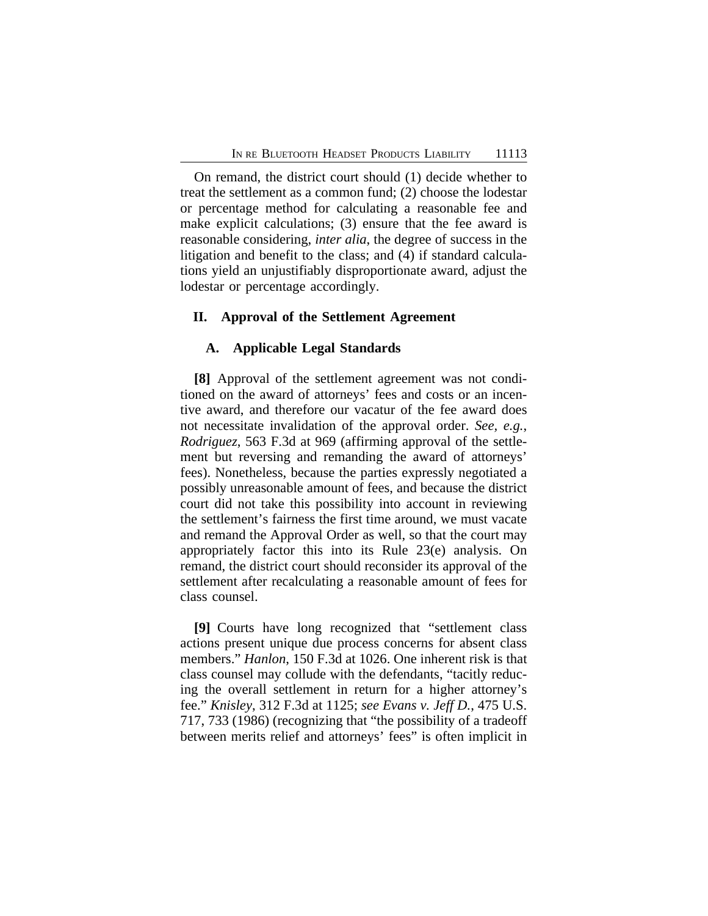On remand, the district court should (1) decide whether to treat the settlement as a common fund; (2) choose the lodestar or percentage method for calculating a reasonable fee and make explicit calculations; (3) ensure that the fee award is reasonable considering, *inter alia*, the degree of success in the litigation and benefit to the class; and (4) if standard calculations yield an unjustifiably disproportionate award, adjust the lodestar or percentage accordingly.

## II. Approval of the Settlement Agreement

### A. Applicable Legal Standards

**[8]** Approval of the settlement agreement was not conditioned on the award of attorneys' fees and costs or an incentive award, and therefore our vacatur of the fee award does not necessitate invalidation of the approval order. *See, e.g.*, *Rodriguez*, 563 F.3d at 969 (affirming approval of the settlement but reversing and remanding the award of attorneys' fees). Nonetheless, because the parties expressly negotiated a possibly unreasonable amount of fees, and because the district court did not take this possibility into account in reviewing the settlement's fairness the first time around, we must vacate and remand the Approval Order as well, so that the court may appropriately factor this into its Rule 23(e) analysis. On remand, the district court should reconsider its approval of the settlement after recalculating a reasonable amount of fees for class counsel.

**[9]** Courts have long recognized that "settlement class actions present unique due process concerns for absent class members." *Hanlon*, 150 F.3d at 1026. One inherent risk is that class counsel may collude with the defendants, "tacitly reducing the overall settlement in return for a higher attorney's fee." *Knisley*, 312 F.3d at 1125; *see Evans v. Jeff D.*, 475 U.S. 717, 733 (1986) (recognizing that "the possibility of a tradeoff between merits relief and attorneys' fees" is often implicit in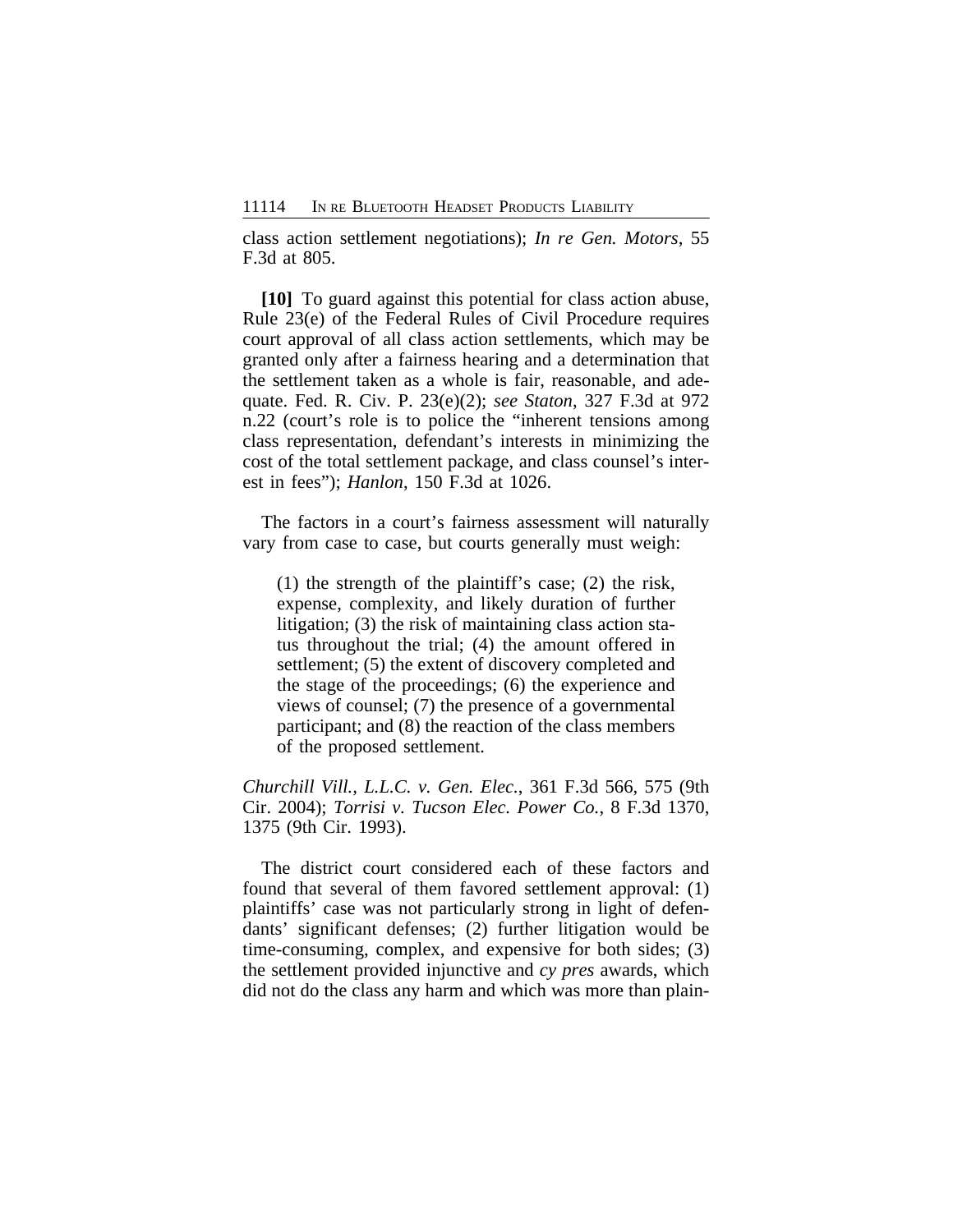class action settlement negotiations); *In re Gen. Motors*, 55 F.3d at 805.

**[10]** To guard against this potential for class action abuse, Rule 23(e) of the Federal Rules of Civil Procedure requires court approval of all class action settlements, which may be granted only after a fairness hearing and a determination that the settlement taken as a whole is fair, reasonable, and adequate. Fed. R. Civ. P. 23(e)(2); *see Staton*, 327 F.3d at 972 n.22 (court's role is to police the "inherent tensions among class representation, defendant's interests in minimizing the cost of the total settlement package, and class counsel's interest in fees"); *Hanlon*, 150 F.3d at 1026.

The factors in a court's fairness assessment will naturally vary from case to case, but courts generally must weigh:

> (1) the strength of the plaintiff's case; (2) the risk, expense, complexity, and likely duration of further litigation; (3) the risk of maintaining class action status throughout the trial; (4) the amount offered in settlement; (5) the extent of discovery completed and the stage of the proceedings; (6) the experience and views of counsel; (7) the presence of a governmental participant; and (8) the reaction of the class members of the proposed settlement.

*Churchill Vill., L.L.C. v. Gen. Elec.*, 361 F.3d 566, 575 (9th Cir. 2004); *Torrisi v. Tucson Elec. Power Co.*, 8 F.3d 1370, 1375 (9th Cir. 1993).

The district court considered each of these factors and found that several of them favored settlement approval: (1) plaintiffs' case was not particularly strong in light of defendants' significant defenses; (2) further litigation would be time-consuming, complex, and expensive for both sides; (3) the settlement provided injunctive and *cy pres* awards, which did not do the class any harm and which was more than plain-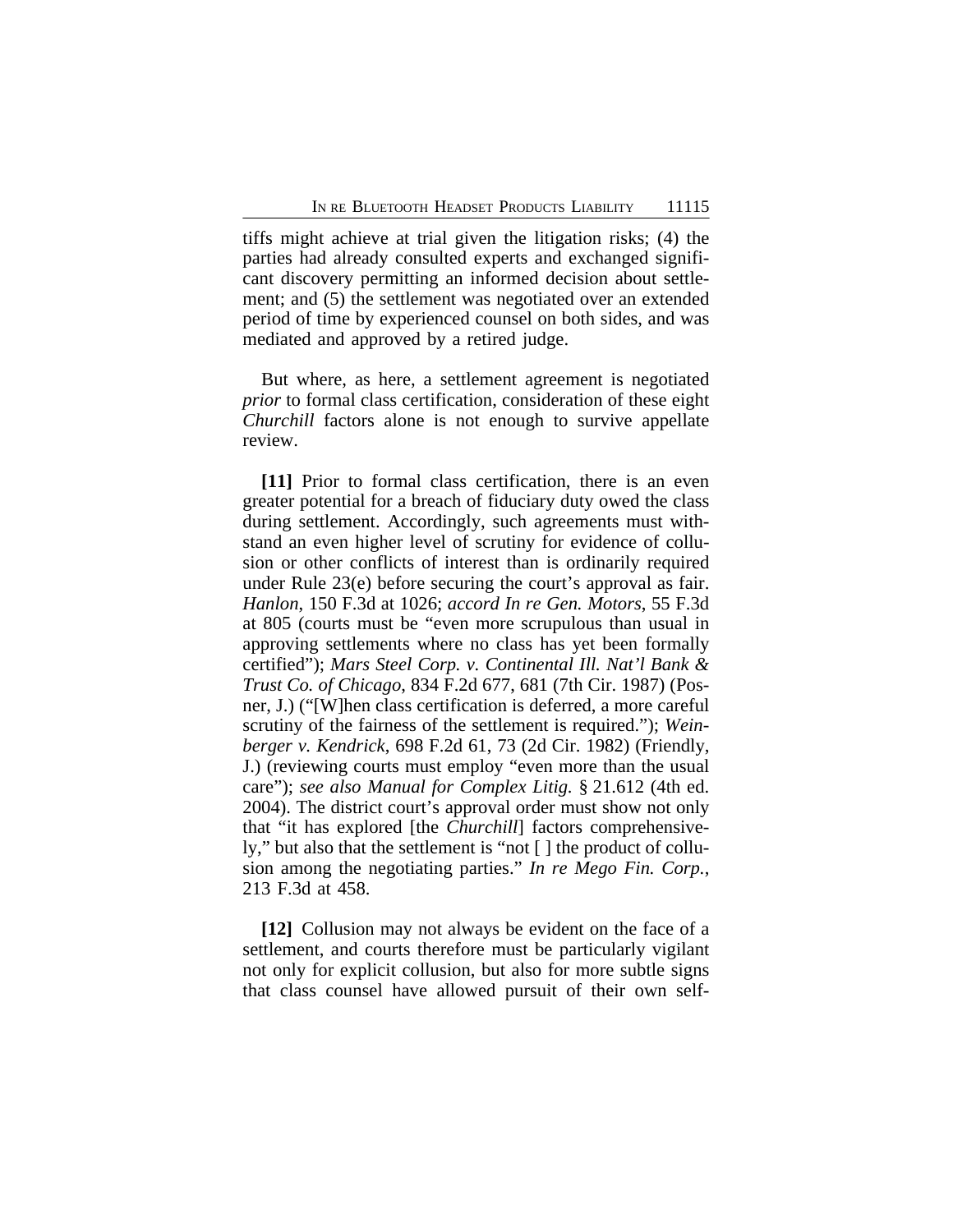tiffs might achieve at trial given the litigation risks; (4) the parties had already consulted experts and exchanged significant discovery permitting an informed decision about settlement; and (5) the settlement was negotiated over an extended period of time by experienced counsel on both sides, and was mediated and approved by a retired judge.

But where, as here, a settlement agreement is negotiated *prior* to formal class certification, consideration of these eight *Churchill* factors alone is not enough to survive appellate review.

**[11]** Prior to formal class certification, there is an even greater potential for a breach of fiduciary duty owed the class during settlement. Accordingly, such agreements must withstand an even higher level of scrutiny for evidence of collusion or other conflicts of interest than is ordinarily required under Rule 23(e) before securing the court's approval as fair. *Hanlon*, 150 F.3d at 1026; *accord In re Gen. Motors*, 55 F.3d at 805 (courts must be "even more scrupulous than usual in approving settlements where no class has yet been formally certified"); *Mars Steel Corp. v. Continental Ill. Nat'l Bank & Trust Co. of Chicago*, 834 F.2d 677, 681 (7th Cir. 1987) (Posner, J.) ("[W]hen class certification is deferred, a more careful scrutiny of the fairness of the settlement is required."); *Weinberger v. Kendrick*, 698 F.2d 61, 73 (2d Cir. 1982) (Friendly, J.) (reviewing courts must employ "even more than the usual care"); *see also Manual for Complex Litig.* § 21.612 (4th ed. 2004). The district court's approval order must show not only that "it has explored [the *Churchill*] factors comprehensively," but also that the settlement is "not [ ] the product of collusion among the negotiating parties." *In re Mego Fin. Corp.*, 213 F.3d at 458.

**[12]** Collusion may not always be evident on the face of a settlement, and courts therefore must be particularly vigilant not only for explicit collusion, but also for more subtle signs that class counsel have allowed pursuit of their own self-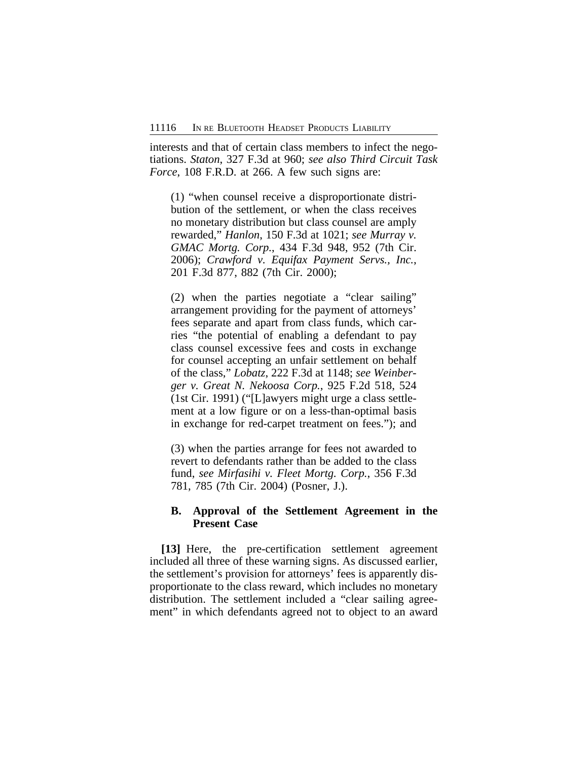interests and that of certain class members to infect the negotiations. *Staton*, 327 F.3d at 960; *see also Third Circuit Task Force*, 108 F.R.D. at 266. A few such signs are:

> (1) "when counsel receive a disproportionate distribution of the settlement, or when the class receives no monetary distribution but class counsel are amply rewarded," *Hanlon*, 150 F.3d at 1021; *see Murray v. GMAC Mortg. Corp.*, 434 F.3d 948, 952 (7th Cir. 2006); *Crawford v. Equifax Payment Servs., Inc.*, 201 F.3d 877, 882 (7th Cir. 2000);
>
> (2) when the parties negotiate a "clear sailing" arrangement providing for the payment of attorneys' fees separate and apart from class funds, which carries "the potential of enabling a defendant to pay class counsel excessive fees and costs in exchange for counsel accepting an unfair settlement on behalf of the class," *Lobatz*, 222 F.3d at 1148; *see Weinberger v. Great N. Nekoosa Corp.*, 925 F.2d 518, 524 (1st Cir. 1991) ("[L]awyers might urge a class settlement at a low figure or on a less-than-optimal basis in exchange for red-carpet treatment on fees."); and
>
> (3) when the parties arrange for fees not awarded to revert to defendants rather than be added to the class fund, *see Mirfasihi v. Fleet Mortg. Corp.*, 356 F.3d 781, 785 (7th Cir. 2004) (Posner, J.).

### B. Approval of the Settlement Agreement in the Present Case

**[13]** Here, the pre-certification settlement agreement included all three of these warning signs. As discussed earlier, the settlement's provision for attorneys' fees is apparently disproportionate to the class reward, which includes no monetary distribution. The settlement included a "clear sailing agreement" in which defendants agreed not to object to an award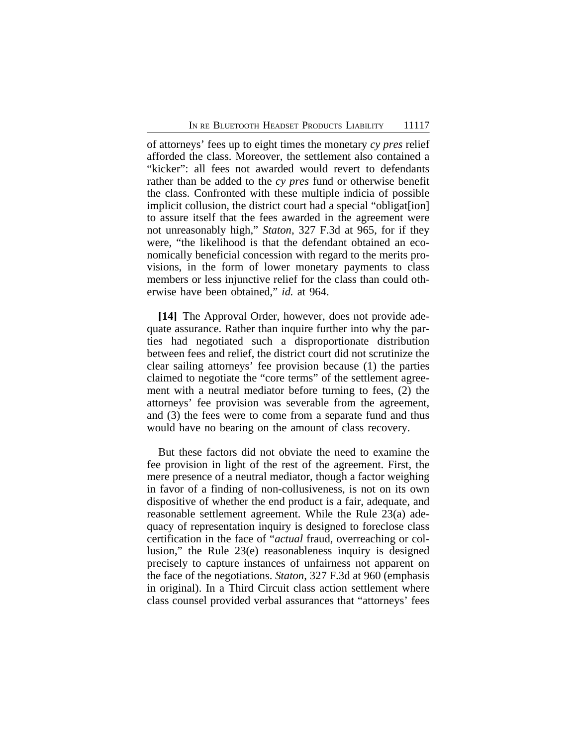of attorneys' fees up to eight times the monetary *cy pres* relief afforded the class. Moreover, the settlement also contained a "kicker": all fees not awarded would revert to defendants rather than be added to the *cy pres* fund or otherwise benefit the class. Confronted with these multiple indicia of possible implicit collusion, the district court had a special "obligat[ion] to assure itself that the fees awarded in the agreement were not unreasonably high," *Staton*, 327 F.3d at 965, for if they were, "the likelihood is that the defendant obtained an economically beneficial concession with regard to the merits provisions, in the form of lower monetary payments to class members or less injunctive relief for the class than could otherwise have been obtained," *id.* at 964.

**[14]** The Approval Order, however, does not provide adequate assurance. Rather than inquire further into why the parties had negotiated such a disproportionate distribution between fees and relief, the district court did not scrutinize the clear sailing attorneys' fee provision because (1) the parties claimed to negotiate the "core terms" of the settlement agreement with a neutral mediator before turning to fees, (2) the attorneys' fee provision was severable from the agreement, and (3) the fees were to come from a separate fund and thus would have no bearing on the amount of class recovery.

But these factors did not obviate the need to examine the fee provision in light of the rest of the agreement. First, the mere presence of a neutral mediator, though a factor weighing in favor of a finding of non-collusiveness, is not on its own dispositive of whether the end product is a fair, adequate, and reasonable settlement agreement. While the Rule 23(a) adequacy of representation inquiry is designed to foreclose class certification in the face of "*actual* fraud, overreaching or collusion," the Rule 23(e) reasonableness inquiry is designed precisely to capture instances of unfairness not apparent on the face of the negotiations. *Staton*, 327 F.3d at 960 (emphasis in original). In a Third Circuit class action settlement where class counsel provided verbal assurances that "attorneys' fees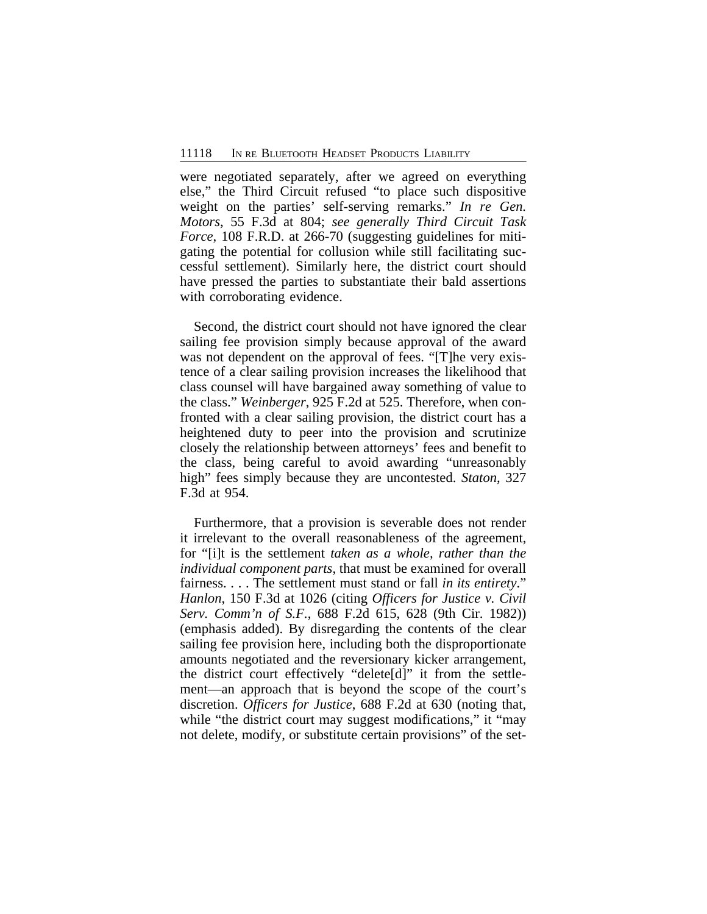were negotiated separately, after we agreed on everything else," the Third Circuit refused "to place such dispositive weight on the parties' self-serving remarks." *In re Gen. Motors*, 55 F.3d at 804; *see generally Third Circuit Task Force*, 108 F.R.D. at 266-70 (suggesting guidelines for mitigating the potential for collusion while still facilitating successful settlement). Similarly here, the district court should have pressed the parties to substantiate their bald assertions with corroborating evidence.

Second, the district court should not have ignored the clear sailing fee provision simply because approval of the award was not dependent on the approval of fees. "[T]he very existence of a clear sailing provision increases the likelihood that class counsel will have bargained away something of value to the class." *Weinberger*, 925 F.2d at 525. Therefore, when confronted with a clear sailing provision, the district court has a heightened duty to peer into the provision and scrutinize closely the relationship between attorneys' fees and benefit to the class, being careful to avoid awarding "unreasonably high" fees simply because they are uncontested. *Staton*, 327 F.3d at 954.

Furthermore, that a provision is severable does not render it irrelevant to the overall reasonableness of the agreement, for "[i]t is the settlement *taken as a whole, rather than the individual component parts*, that must be examined for overall fairness. . . . The settlement must stand or fall *in its entirety*." *Hanlon*, 150 F.3d at 1026 (citing *Officers for Justice v. Civil Serv. Comm'n of S.F.*, 688 F.2d 615, 628 (9th Cir. 1982)) (emphasis added). By disregarding the contents of the clear sailing fee provision here, including both the disproportionate amounts negotiated and the reversionary kicker arrangement, the district court effectively "delete[d]" it from the settlement—an approach that is beyond the scope of the court's discretion. *Officers for Justice*, 688 F.2d at 630 (noting that, while "the district court may suggest modifications," it "may not delete, modify, or substitute certain provisions" of the set-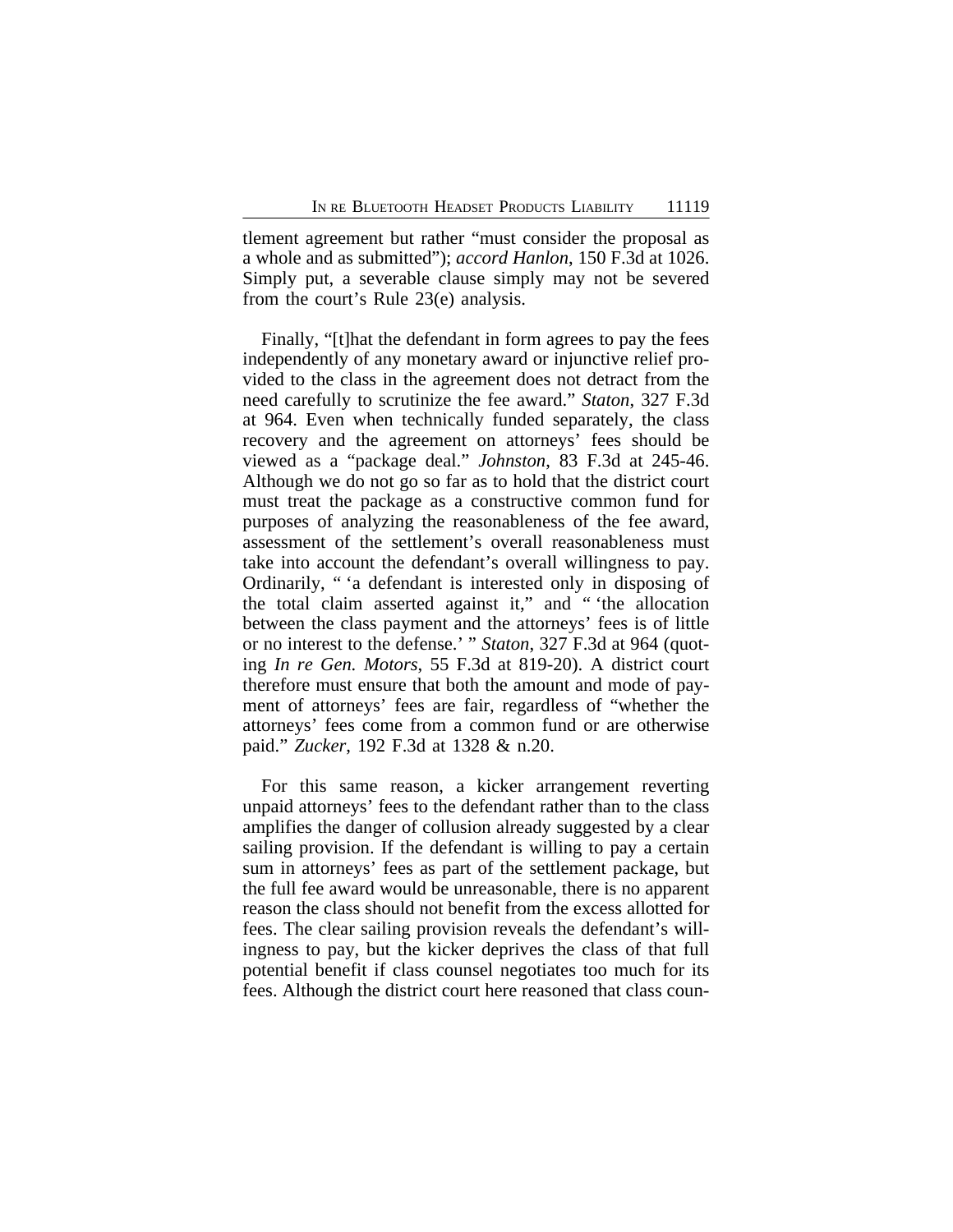tlement agreement but rather "must consider the proposal as a whole and as submitted"); *accord Hanlon*, 150 F.3d at 1026. Simply put, a severable clause simply may not be severed from the court's Rule 23(e) analysis.

Finally, "[t]hat the defendant in form agrees to pay the fees independently of any monetary award or injunctive relief provided to the class in the agreement does not detract from the need carefully to scrutinize the fee award." *Staton*, 327 F.3d at 964. Even when technically funded separately, the class recovery and the agreement on attorneys' fees should be viewed as a "package deal." *Johnston*, 83 F.3d at 245-46. Although we do not go so far as to hold that the district court must treat the package as a constructive common fund for purposes of analyzing the reasonableness of the fee award, assessment of the settlement's overall reasonableness must take into account the defendant's overall willingness to pay. Ordinarily, " 'a defendant is interested only in disposing of the total claim asserted against it," and " 'the allocation between the class payment and the attorneys' fees is of little or no interest to the defense.' " *Staton*, 327 F.3d at 964 (quoting *In re Gen. Motors*, 55 F.3d at 819-20). A district court therefore must ensure that both the amount and mode of payment of attorneys' fees are fair, regardless of "whether the attorneys' fees come from a common fund or are otherwise paid." *Zucker*, 192 F.3d at 1328 & n.20.

For this same reason, a kicker arrangement reverting unpaid attorneys' fees to the defendant rather than to the class amplifies the danger of collusion already suggested by a clear sailing provision. If the defendant is willing to pay a certain sum in attorneys' fees as part of the settlement package, but the full fee award would be unreasonable, there is no apparent reason the class should not benefit from the excess allotted for fees. The clear sailing provision reveals the defendant's willingness to pay, but the kicker deprives the class of that full potential benefit if class counsel negotiates too much for its fees. Although the district court here reasoned that class coun-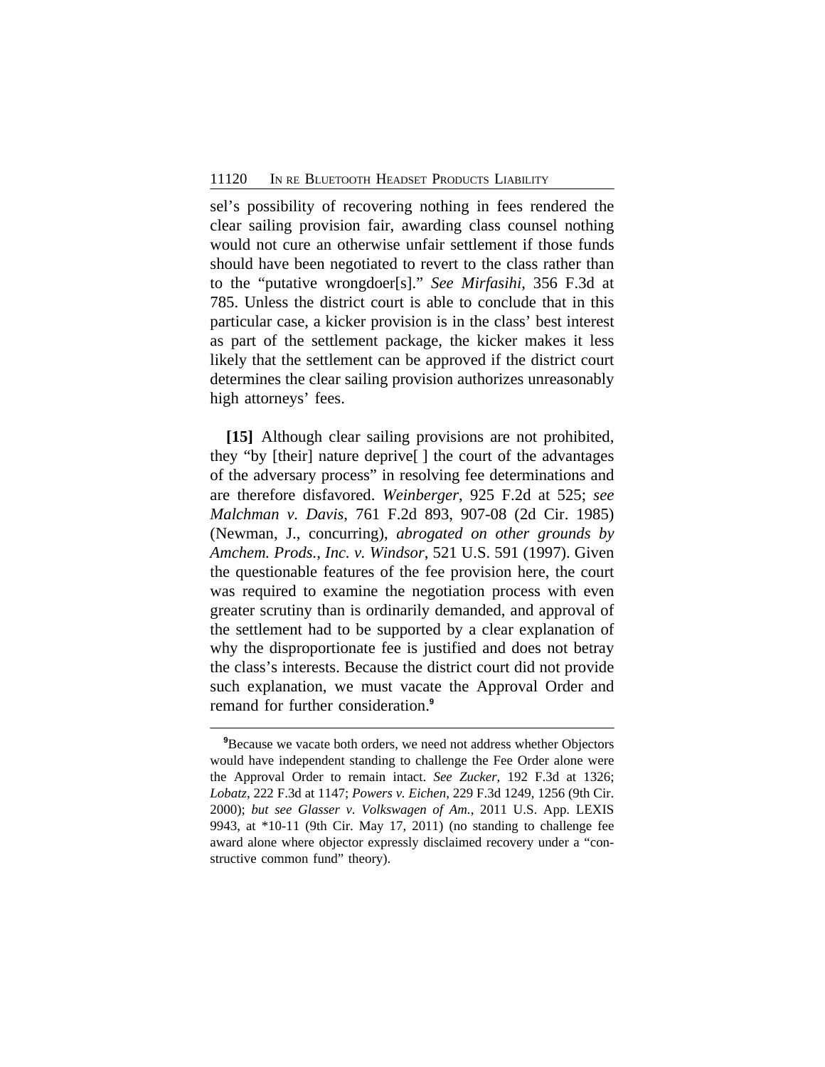sel's possibility of recovering nothing in fees rendered the clear sailing provision fair, awarding class counsel nothing would not cure an otherwise unfair settlement if those funds should have been negotiated to revert to the class rather than to the "putative wrongdoer[s]." *See Mirfasihi*, 356 F.3d at 785. Unless the district court is able to conclude that in this particular case, a kicker provision is in the class' best interest as part of the settlement package, the kicker makes it less likely that the settlement can be approved if the district court determines the clear sailing provision authorizes unreasonably high attorneys' fees.

**[15]** Although clear sailing provisions are not prohibited, they "by [their] nature deprive[ ] the court of the advantages of the adversary process" in resolving fee determinations and are therefore disfavored. *Weinberger*, 925 F.2d at 525; *see Malchman v. Davis*, 761 F.2d 893, 907-08 (2d Cir. 1985) (Newman, J., concurring), *abrogated on other grounds by Amchem. Prods., Inc. v. Windsor*, 521 U.S. 591 (1997). Given the questionable features of the fee provision here, the court was required to examine the negotiation process with even greater scrutiny than is ordinarily demanded, and approval of the settlement had to be supported by a clear explanation of why the disproportionate fee is justified and does not betray the class's interests. Because the district court did not provide such explanation, we must vacate the Approval Order and remand for further consideration.[9]

---

[9]Because we vacate both orders, we need not address whether Objectors would have independent standing to challenge the Fee Order alone were the Approval Order to remain intact. *See Zucker*, 192 F.3d at 1326; *Lobatz*, 222 F.3d at 1147; *Powers v. Eichen*, 229 F.3d 1249, 1256 (9th Cir. 2000); *but see Glasser v. Volkswagen of Am.*, 2011 U.S. App. LEXIS 9943, at *10-11 (9th Cir. May 17, 2011) (no standing to challenge fee award alone where objector expressly disclaimed recovery under a "constructive common fund" theory).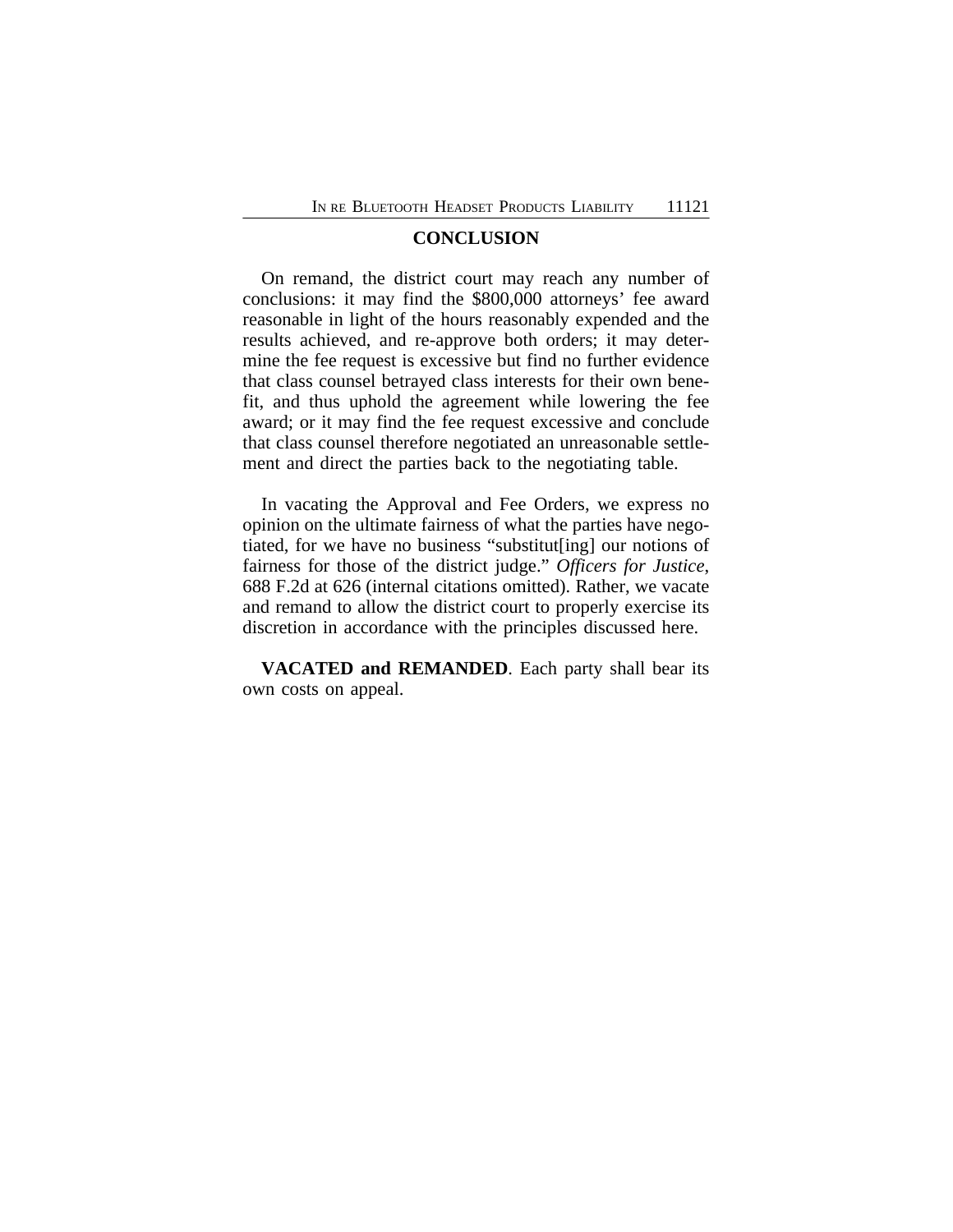## CONCLUSION

On remand, the district court may reach any number of conclusions: it may find the $800,000 attorneys' fee award reasonable in light of the hours reasonably expended and the results achieved, and re-approve both orders; it may determine the fee request is excessive but find no further evidence that class counsel betrayed class interests for their own benefit, and thus uphold the agreement while lowering the fee award; or it may find the fee request excessive and conclude that class counsel therefore negotiated an unreasonable settlement and direct the parties back to the negotiating table.

In vacating the Approval and Fee Orders, we express no opinion on the ultimate fairness of what the parties have negotiated, for we have no business "substitut[ing] our notions of fairness for those of the district judge." *Officers for Justice*, 688 F.2d at 626 (internal citations omitted). Rather, we vacate and remand to allow the district court to properly exercise its discretion in accordance with the principles discussed here.

**VACATED and REMANDED**. Each party shall bear its own costs on appeal.